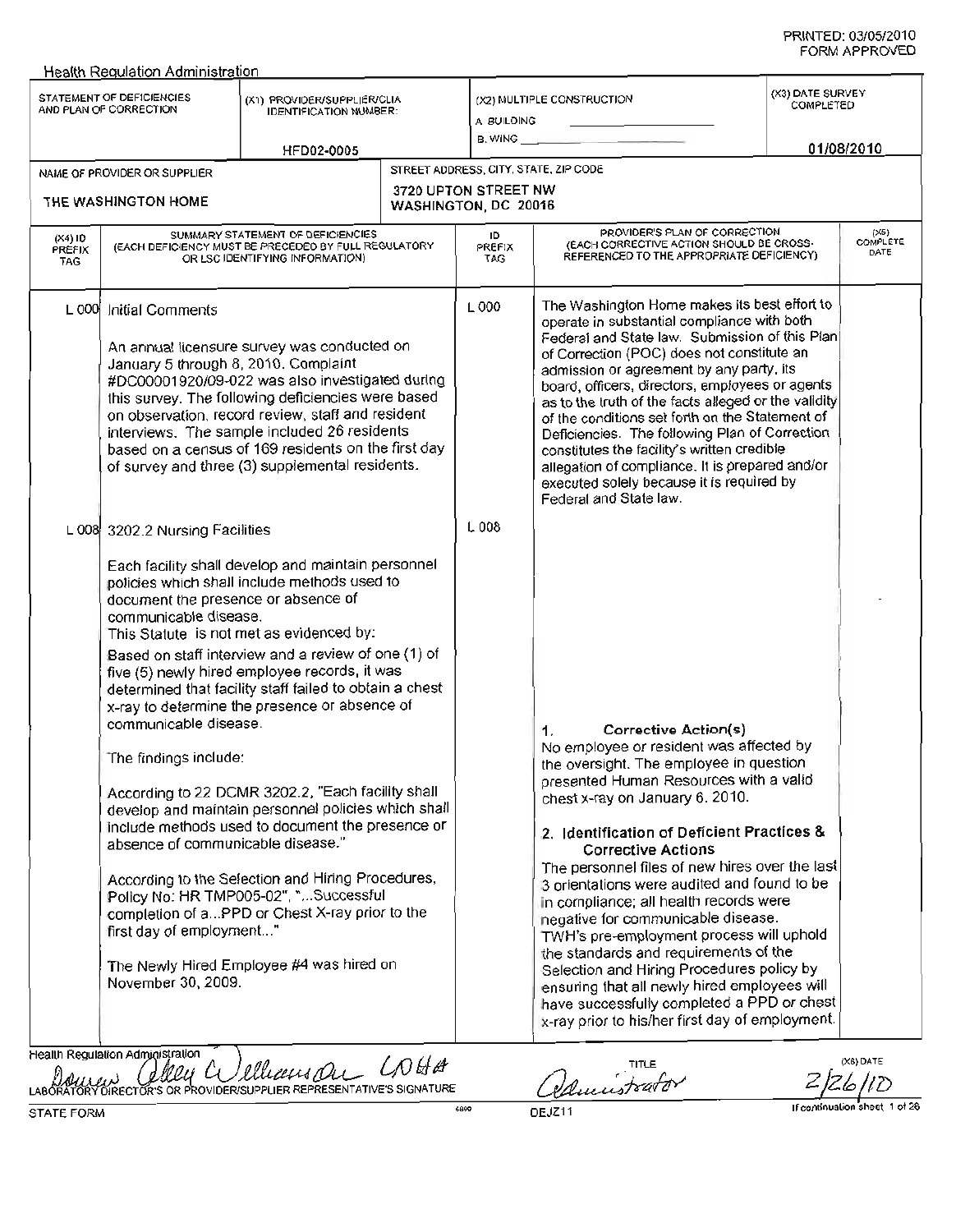PRINTED: 03/05/2010
FORM APPROVED

Health Regulation Administration

| STATEMENT OF DEFICIENCIES AND PLAN OF CORRECTION | (X1) PROVIDER/SUPPLIER/CLIA IDENTIFICATION NUMBER: | (X2) MULTIPLE CONSTRUCTION | (X3) DATE SURVEY COMPLETED |
|---|---|---|---|
| | HFD02-0005 | A. BUILDING ______ B. WING ______ | 01/08/2010 |

| NAME OF PROVIDER OR SUPPLIER | STREET ADDRESS, CITY, STATE, ZIP CODE |
|---|---|
| THE WASHINGTON HOME | 3720 UPTON STREET NW WASHINGTON, DC 20016 |

| (X4) ID PREFIX TAG | SUMMARY STATEMENT OF DEFICIENCIES (EACH DEFICIENCY MUST BE PRECEDED BY FULL REGULATORY OR LSC IDENTIFYING INFORMATION) | ID PREFIX TAG | PROVIDER'S PLAN OF CORRECTION (EACH CORRECTIVE ACTION SHOULD BE CROSS-REFERENCED TO THE APPROPRIATE DEFICIENCY) | (X5) COMPLETE DATE |
|---|---|---|---|---|
| L 000 | Initial Comments<br><br>An annual licensure survey was conducted on January 5 through 8, 2010. Complaint #DC00001920/09-022 was also investigated during this survey. The following deficiencies were based on observation, record review, staff and resident interviews. The sample included 26 residents based on a census of 169 residents on the first day of survey and three (3) supplemental residents. | L 000 | The Washington Home makes its best effort to operate in substantial compliance with both Federal and State law. Submission of this Plan of Correction (POC) does not constitute an admission or agreement by any party, its board, officers, directors, employees or agents as to the truth of the facts alleged or the validity of the conditions set forth on the Statement of Deficiencies. The following Plan of Correction constitutes the facility's written credible allegation of compliance. It is prepared and/or executed solely because it is required by Federal and State law. | |
| L 008 | 3202.2 Nursing Facilities<br><br>Each facility shall develop and maintain personnel policies which shall include methods used to document the presence or absence of communicable disease.<br>This Statute is not met as evidenced by:<br>Based on staff interview and a review of one (1) of five (5) newly hired employee records, it was determined that facility staff failed to obtain a chest x-ray to determine the presence or absence of communicable disease.<br><br>The findings include:<br><br>According to 22 DCMR 3202.2, "Each facility shall develop and maintain personnel policies which shall include methods used to document the presence or absence of communicable disease."<br><br>According to the Selection and Hiring Procedures, Policy No: HR TMP005-02", "...Successful completion of a...PPD or Chest X-ray prior to the first day of employment..."<br><br>The Newly Hired Employee #4 was hired on November 30, 2009. | L 008 | 1. Corrective Action(s)<br>No employee or resident was affected by the oversight. The employee in question presented Human Resources with a valid chest x-ray on January 6, 2010.<br><br>2. Identification of Deficient Practices & Corrective Actions<br>The personnel files of new hires over the last 3 orientations were audited and found to be in compliance; all health records were negative for communicable disease.<br>TWH's pre-employment process will uphold the standards and requirements of the Selection and Hiring Procedures policy by ensuring that all newly hired employees will have successfully completed a PPD or chest x-ray prior to his/her first day of employment. | - |

Health Regulation Administration

LABORATORY DIRECTOR'S OR PROVIDER/SUPPLIER REPRESENTATIVE'S SIGNATURE: Lauren Alley C Williamson LNHA
TITLE: Administrator
(X6) DATE: 2/26/10

STATE FORM 6899 DEJZ11 If continuation sheet 1 of 26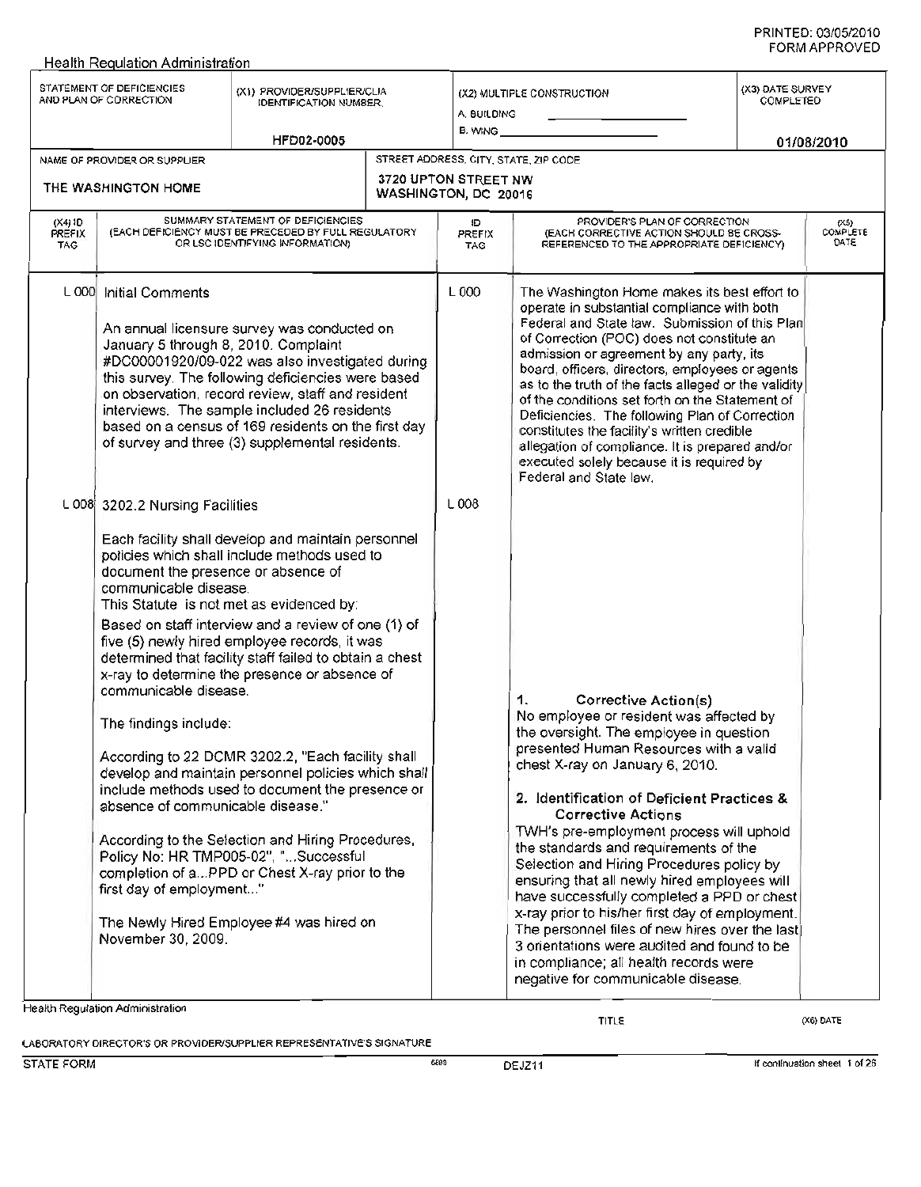PRINTED: 03/05/2010
FORM APPROVED

Health Regulation Administration

| STATEMENT OF DEFICIENCIES AND PLAN OF CORRECTION | (X1) PROVIDER/SUPPLIER/CLIA IDENTIFICATION NUMBER: HFD02-0005 | (X2) MULTIPLE CONSTRUCTION A. BUILDING ______ B. WING ______ | (X3) DATE SURVEY COMPLETED 01/08/2010 |
|---|---|---|---|

| NAME OF PROVIDER OR SUPPLIER | STREET ADDRESS, CITY, STATE, ZIP CODE |
|---|---|
| THE WASHINGTON HOME | 3720 UPTON STREET NW WASHINGTON, DC 20016 |

| (X4) ID PREFIX TAG | SUMMARY STATEMENT OF DEFICIENCIES (EACH DEFICIENCY MUST BE PRECEDED BY FULL REGULATORY OR LSC IDENTIFYING INFORMATION) | ID PREFIX TAG | PROVIDER'S PLAN OF CORRECTION (EACH CORRECTIVE ACTION SHOULD BE CROSS-REFERENCED TO THE APPROPRIATE DEFICIENCY) | (X5) COMPLETE DATE |
|---|---|---|---|---|
| L 000 | Initial Comments<br><br>An annual licensure survey was conducted on January 5 through 8, 2010. Complaint #DC00001920/09-022 was also investigated during this survey. The following deficiencies were based on observation, record review, staff and resident interviews. The sample included 26 residents based on a census of 169 residents on the first day of survey and three (3) supplemental residents. | L 000 | The Washington Home makes its best effort to operate in substantial compliance with both Federal and State law. Submission of this Plan of Correction (POC) does not constitute an admission or agreement by any party, its board, officers, directors, employees or agents as to the truth of the facts alleged or the validity of the conditions set forth on the Statement of Deficiencies. The following Plan of Correction constitutes the facility's written credible allegation of compliance. It is prepared and/or executed solely because it is required by Federal and State law. | |
| L 008 | 3202.2 Nursing Facilities<br><br>Each facility shall develop and maintain personnel policies which shall include methods used to document the presence or absence of communicable disease.<br>This Statute is not met as evidenced by:<br>Based on staff interview and a review of one (1) of five (5) newly hired employee records, it was determined that facility staff failed to obtain a chest x-ray to determine the presence or absence of communicable disease.<br><br>The findings include:<br><br>According to 22 DCMR 3202.2, "Each facility shall develop and maintain personnel policies which shall include methods used to document the presence or absence of communicable disease."<br><br>According to the Selection and Hiring Procedures, Policy No: HR TMP005-02", "...Successful completion of a...PPD or Chest X-ray prior to the first day of employment..."<br><br>The Newly Hired Employee #4 was hired on November 30, 2009. | L 008 | **1. Corrective Action(s)**<br>No employee or resident was affected by the oversight. The employee in question presented Human Resources with a valid chest X-ray on January 6, 2010.<br><br>**2. Identification of Deficient Practices & Corrective Actions**<br>TWH's pre-employment process will uphold the standards and requirements of the Selection and Hiring Procedures policy by ensuring that all newly hired employees will have successfully completed a PPD or chest x-ray prior to his/her first day of employment. The personnel files of new hires over the last 3 orientations were audited and found to be in compliance; all health records were negative for communicable disease. | |

Health Regulation Administration

LABORATORY DIRECTOR'S OR PROVIDER/SUPPLIER REPRESENTATIVE'S SIGNATURE — TITLE — (X6) DATE

STATE FORM 6899 DEJZ11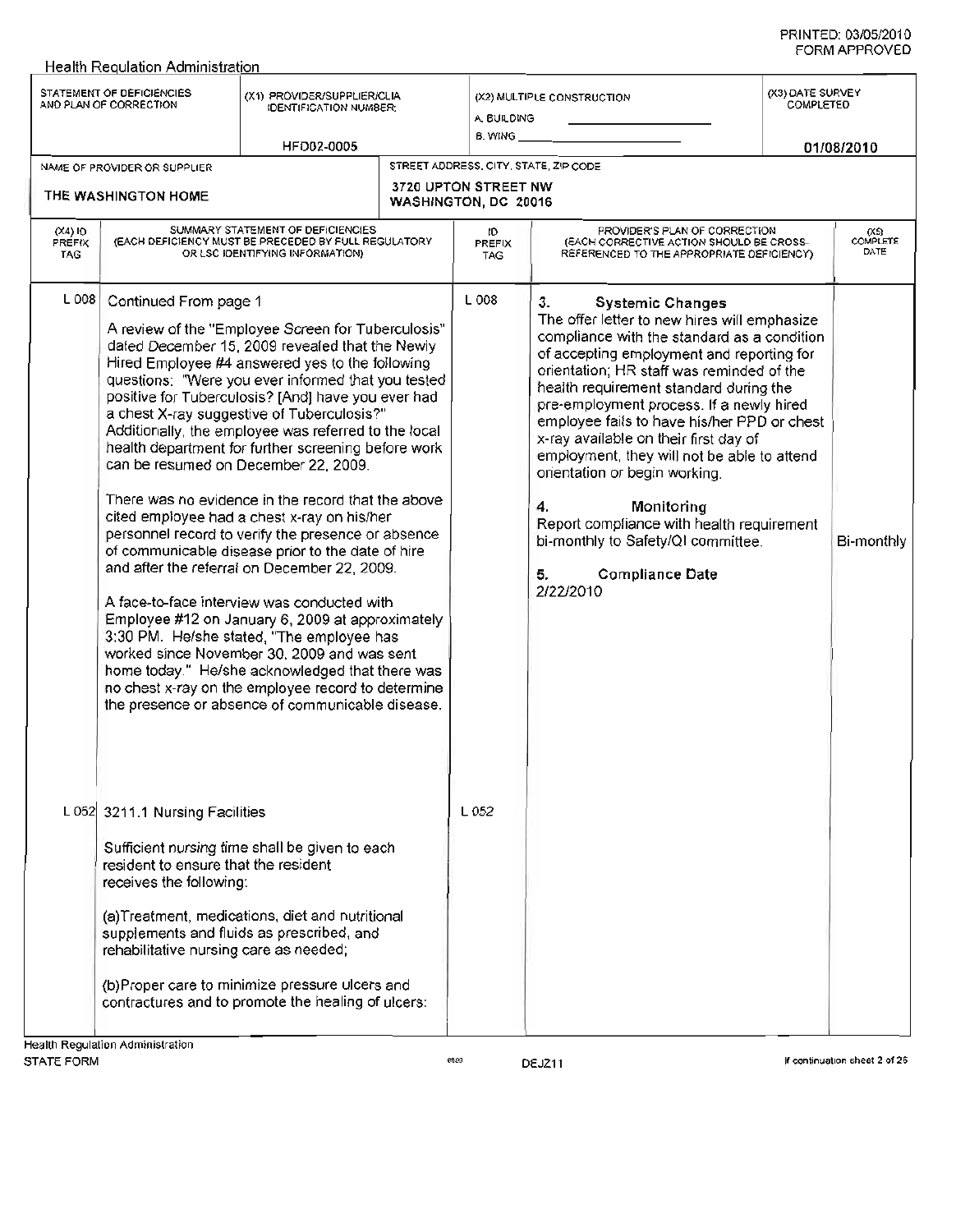Health Regulation Administration

| STATEMENT OF DEFICIENCIES AND PLAN OF CORRECTION | (X1) PROVIDER/SUPPLIER/CLIA IDENTIFICATION NUMBER: | (X2) MULTIPLE CONSTRUCTION | (X3) DATE SURVEY COMPLETED |
|---|---|---|---|
| | HFD02-0005 | A. BUILDING ______ B. WING ______ | 01/08/2010 |

| NAME OF PROVIDER OR SUPPLIER | STREET ADDRESS, CITY, STATE, ZIP CODE |
|---|---|
| THE WASHINGTON HOME | 3720 UPTON STREET NW WASHINGTON, DC 20016 |

| (X4) ID PREFIX TAG | SUMMARY STATEMENT OF DEFICIENCIES (EACH DEFICIENCY MUST BE PRECEDED BY FULL REGULATORY OR LSC IDENTIFYING INFORMATION) | ID PREFIX TAG | PROVIDER'S PLAN OF CORRECTION (EACH CORRECTIVE ACTION SHOULD BE CROSS-REFERENCED TO THE APPROPRIATE DEFICIENCY) | (X5) COMPLETE DATE |
|---|---|---|---|---|
| L 008 | Continued From page 1<br><br>A review of the "Employee Screen for Tuberculosis" dated *December 15, 2009* revealed that the Newly Hired Employee #4 answered yes to the following questions: "Were you ever informed that you tested positive for Tuberculosis? [And] have you ever had a chest X-ray suggestive of Tuberculosis?" Additionally, the employee was referred to the local health department for further screening before work can be resumed on December 22, 2009.<br><br>There was no evidence in the record that the above cited employee had a chest x-ray on his/her personnel record to verify the presence or absence of communicable disease prior to the date of hire and after the referral on December 22, 2009.<br><br>A face-to-face interview was conducted with Employee #12 on January 6, 2009 at approximately 3:30 PM. He/she stated, "The employee has worked since November 30, 2009 and was sent home today." He/she acknowledged that there was no chest x-ray on the employee record to determine the presence or absence of communicable disease. | L 008 | **3. Systemic Changes**<br>The offer letter to new hires will emphasize compliance with the standard as a condition of accepting employment and reporting for orientation; HR staff was reminded of the health requirement standard during the pre-employment process. If a newly hired employee fails to have his/her PPD or chest x-ray available on their first day of employment, they will not be able to attend orientation or begin working.<br><br>**4. Monitoring**<br>Report compliance with health requirement bi-monthly to Safety/QI committee.<br><br>**5. Compliance Date**<br>2/22/2010 | Bi-monthly |
| L 052 | 3211.1 Nursing Facilities<br><br>Sufficient nursing time shall be given to each resident to ensure that the resident receives the following:<br><br>(a)Treatment, medications, diet and nutritional supplements and fluids as prescribed, and rehabilitative nursing care as needed;<br><br>(b)Proper care to minimize pressure ulcers and contractures and to promote the healing of ulcers: | L 052 | | |

Health Regulation Administration
STATE FORM 6899 DEJZ11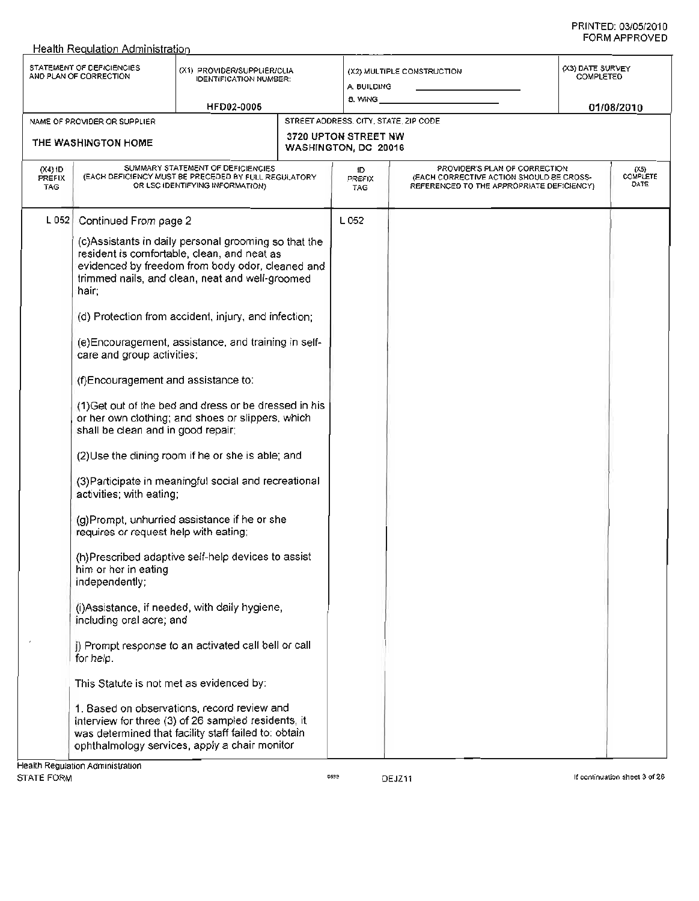Health Regulation Administration

| STATEMENT OF DEFICIENCIES AND PLAN OF CORRECTION | (X1) PROVIDER/SUPPLIER/CLIA IDENTIFICATION NUMBER: | (X2) MULTIPLE CONSTRUCTION | (X3) DATE SURVEY COMPLETED |
|---|---|---|---|
| | HFD02-0006 | A. BUILDING ______ B. WING ______ | 01/08/2010 |

| NAME OF PROVIDER OR SUPPLIER | STREET ADDRESS, CITY, STATE, ZIP CODE |
|---|---|
| THE WASHINGTON HOME | 3720 UPTON STREET NW WASHINGTON, DC 20016 |

| (X4) ID PREFIX TAG | SUMMARY STATEMENT OF DEFICIENCIES (EACH DEFICIENCY MUST BE PRECEDED BY FULL REGULATORY OR LSC IDENTIFYING INFORMATION) | ID PREFIX TAG | PROVIDER'S PLAN OF CORRECTION (EACH CORRECTIVE ACTION SHOULD BE CROSS-REFERENCED TO THE APPROPRIATE DEFICIENCY) | (X5) COMPLETE DATE |
|---|---|---|---|---|
| L 052 | Continued From page 2 | L 052 | | |

(c)Assistants in daily personal grooming so that the resident is comfortable, clean, and neat as evidenced by freedom from body odor, cleaned and trimmed nails, and clean, neat and well-groomed hair;

(d) Protection from accident, injury, and infection;

(e)Encouragement, assistance, and training in self-care and group activities;

(f)Encouragement and assistance to:

(1)Get out of the bed and dress or be dressed in his or her own clothing; and shoes or slippers, which shall be clean and in good repair;

(2)Use the dining room if he or she is able; and

(3)Participate in meaningful social and recreational activities; with eating;

(g)Prompt, unhurried assistance if he or she requires or request help with eating;

(h)Prescribed adaptive self-help devices to assist him or her in eating independently;

(i)Assistance, if needed, with daily hygiene, including oral acre; and

j) Prompt response to an activated call bell or call for help.

This Statute is not met as evidenced by:

1. Based on observations, record review and interview for three (3) of 26 sampled residents, it was determined that facility staff failed to: obtain ophthalmology services, apply a chair monitor

Health Regulation Administration
STATE FORM DEJZ11 If continuation sheet 3 of 26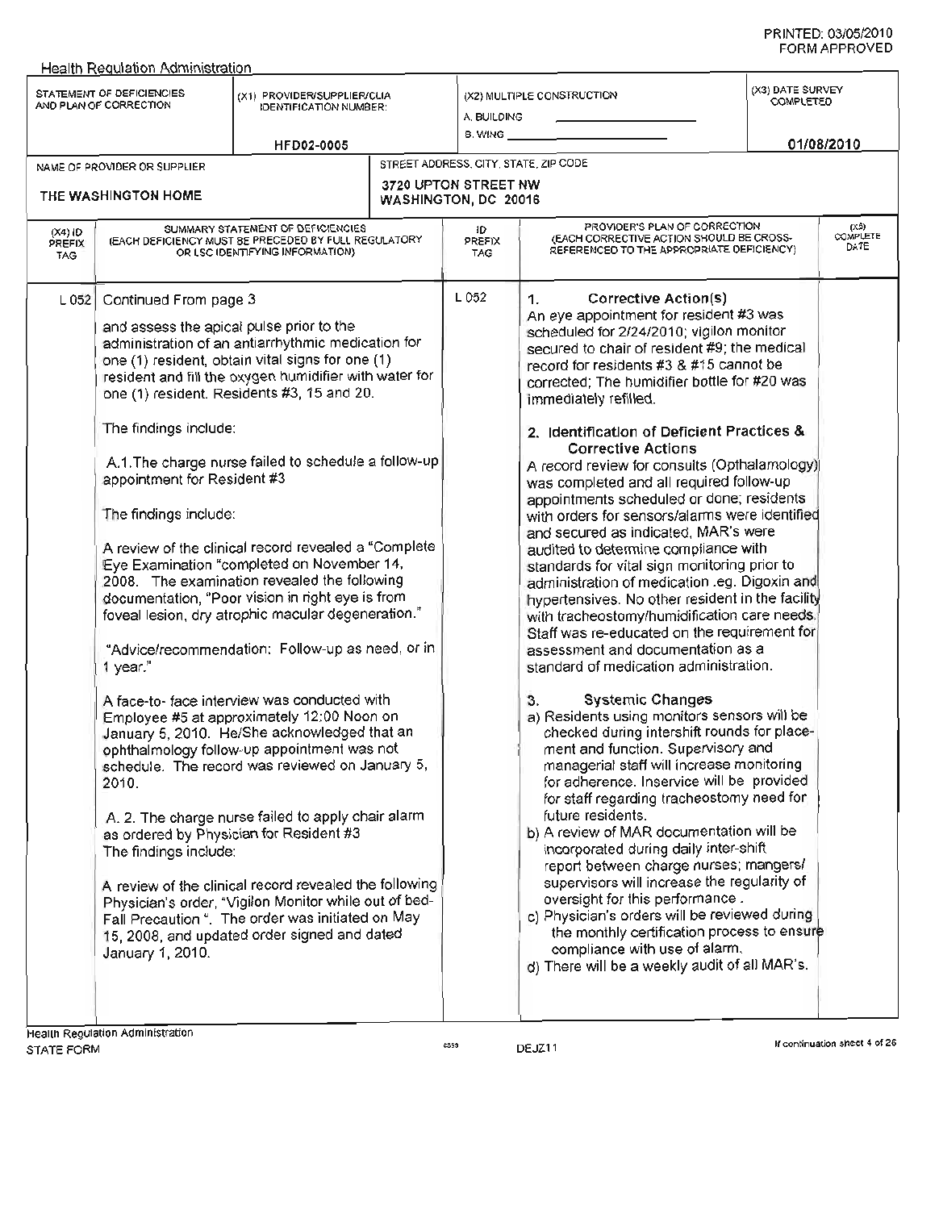Health Regulation Administration

| STATEMENT OF DEFICIENCIES AND PLAN OF CORRECTION | (X1) PROVIDER/SUPPLIER/CLIA IDENTIFICATION NUMBER: | (X2) MULTIPLE CONSTRUCTION | (X3) DATE SURVEY COMPLETED |
|---|---|---|---|
| | HFD02-0005 | A. BUILDING ___ B. WING ___ | 01/08/2010 |

| NAME OF PROVIDER OR SUPPLIER | STREET ADDRESS, CITY, STATE, ZIP CODE |
|---|---|
| THE WASHINGTON HOME | 3720 UPTON STREET NW WASHINGTON, DC 20016 |

| (X4) ID PREFIX TAG | SUMMARY STATEMENT OF DEFICIENCIES (EACH DEFICIENCY MUST BE PRECEDED BY FULL REGULATORY OR LSC IDENTIFYING INFORMATION) | ID PREFIX TAG | PROVIDER'S PLAN OF CORRECTION (EACH CORRECTIVE ACTION SHOULD BE CROSS-REFERENCED TO THE APPROPRIATE DEFICIENCY) | (X5) COMPLETE DATE |
|---|---|---|---|---|
| L 052 | Continued From page 3<br><br>and assess the apical pulse prior to the administration of an antiarrhythmic medication for one (1) resident, obtain vital signs for one (1) resident and fill the oxygen humidifier with water for one (1) resident. Residents #3, 15 and 20.<br><br>The findings include:<br><br>A.1.The charge nurse failed to schedule a follow-up appointment for Resident #3<br><br>The findings include:<br><br>A review of the clinical record revealed a "Complete Eye Examination "completed on November 14, 2008. The examination revealed the following documentation, "Poor vision in right eye is from foveal lesion, dry atrophic macular degeneration."<br><br>"Advice/recommendation: Follow-up as need, or in 1 year."<br><br>A face-to- face interview was conducted with Employee #5 at approximately 12:00 Noon on January 5, 2010. He/She acknowledged that an ophthalmology follow-up appointment was not schedule. The record was reviewed on January 5, 2010.<br><br>A. 2. The charge nurse failed to apply chair alarm as ordered by Physician for Resident #3<br>The findings include:<br><br>A review of the clinical record revealed the following Physician's order, "Vigilon Monitor while out of bed-Fall Precaution ". The order was initiated on May 15, 2008, and updated order signed and dated January 1, 2010. | L 052 | 1. **Corrective Action(s)**<br>An eye appointment for resident #3 was scheduled for 2/24/2010; vigilon monitor secured to chair of resident #9; the medical record for residents #3 & #15 cannot be corrected; The humidifier bottle for #20 was immediately refilled.<br><br>2. **Identification of Deficient Practices & Corrective Actions**<br>A record review for consults (Opthalamology) was completed and all required follow-up appointments scheduled or done; residents with orders for sensors/alarms were identified and secured as indicated, MAR's were audited to determine compliance with standards for vital sign monitoring prior to administration of medication .eg. Digoxin and hypertensives. No other resident in the facility with tracheostomy/humidification care needs. Staff was re-educated on the requirement for assessment and documentation as a standard of medication administration.<br><br>3. **Systemic Changes**<br>a) Residents using monitors sensors will be checked during intershift rounds for placement and function. Supervisory and managerial staff will increase monitoring for adherence. Inservice will be provided for staff regarding tracheostomy need for future residents.<br>b) A review of MAR documentation will be incorporated during daily inter-shift report between charge nurses; mangers/ supervisors will increase the regularity of oversight for this performance .<br>c) Physician's orders will be reviewed during the monthly certification process to ensure compliance with use of alarm.<br>d) There will be a weekly audit of all MAR's. | |

Health Regulation Administration
STATE FORM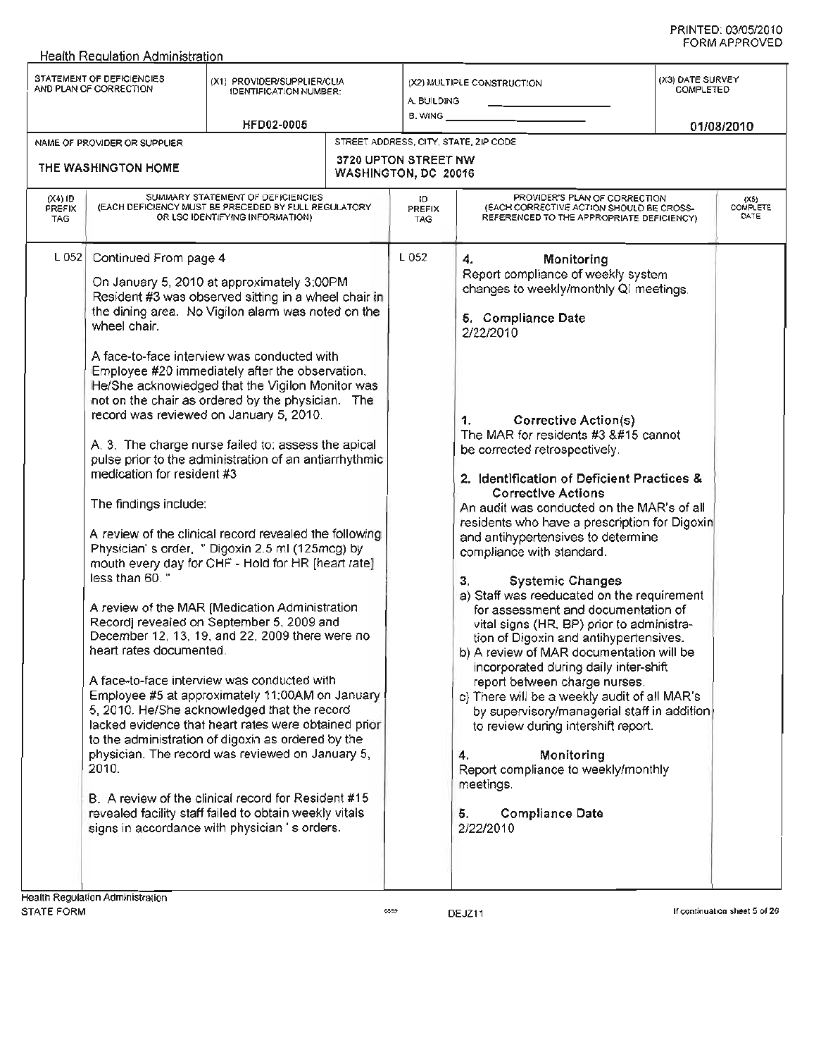Health Regulation Administration

| STATEMENT OF DEFICIENCIES AND PLAN OF CORRECTION | (X1) PROVIDER/SUPPLIER/CLIA IDENTIFICATION NUMBER: | (X2) MULTIPLE CONSTRUCTION | (X3) DATE SURVEY COMPLETED |
|---|---|---|---|
| | HFD02-0005 | A. BUILDING ______ B. WING ______ | 01/08/2010 |

| NAME OF PROVIDER OR SUPPLIER | STREET ADDRESS, CITY, STATE, ZIP CODE |
|---|---|
| THE WASHINGTON HOME | 3720 UPTON STREET NW WASHINGTON, DC 20016 |

| (X4) ID PREFIX TAG | SUMMARY STATEMENT OF DEFICIENCIES (EACH DEFICIENCY MUST BE PRECEDED BY FULL REGULATORY OR LSC IDENTIFYING INFORMATION) | ID PREFIX TAG | PROVIDER'S PLAN OF CORRECTION (EACH CORRECTIVE ACTION SHOULD BE CROSS-REFERENCED TO THE APPROPRIATE DEFICIENCY) | (X5) COMPLETE DATE |
|---|---|---|---|---|
| L 052 | Continued From page 4<br><br>On January 5, 2010 at approximately 3:00PM Resident #3 was observed sitting in a wheel chair in the dining area. No Vigilon alarm was noted on the wheel chair.<br><br>A face-to-face interview was conducted with Employee #20 immediately after the observation. He/She acknowledged that the Vigilon Monitor was not on the chair as ordered by the physician. The record was reviewed on January 5, 2010.<br><br>A. 3. The charge nurse failed to: assess the apical pulse prior to the administration of an antiarrhythmic medication for resident #3<br><br>The findings include:<br><br>A review of the clinical record revealed the following Physician' s order, " Digoxin 2.5 ml (125mcg) by mouth every day for CHF - Hold for HR [heart rate] less than 60. "<br><br>A review of the MAR [Medication Administration Record] revealed on September 5, 2009 and December 12, 13, 19, and 22, 2009 there were no heart rates documented.<br><br>A face-to-face interview was conducted with Employee #5 at approximately 11:00AM on January 5, 2010. He/She acknowledged that the record lacked evidence that heart rates were obtained prior to the administration of digoxin as ordered by the physician. The record was reviewed on January 5, 2010.<br><br>B. A review of the clinical record for Resident #15 revealed facility staff failed to obtain weekly vitals signs in accordance with physician ' s orders. | L 052 | **4. Monitoring**<br>Report compliance of weekly system changes to weekly/monthly QI meetings.<br><br>**5. Compliance Date**<br>2/22/2010<br><br>**1. Corrective Action(s)**<br>The MAR for residents #3 &#15 cannot be corrected retrospectively.<br><br>**2. Identification of Deficient Practices & Corrective Actions**<br>An audit was conducted on the MAR's of all residents who have a prescription for Digoxin and antihypertensives to determine compliance with standard.<br><br>**3. Systemic Changes**<br>a) Staff was reeducated on the requirement for assessment and documentation of vital signs (HR, BP) prior to administration of Digoxin and antihypertensives.<br>b) A review of MAR documentation will be incorporated during daily inter-shift report between charge nurses.<br>c) There will be a weekly audit of all MAR's by supervisory/managerial staff in addition to review during intershift report.<br><br>**4. Monitoring**<br>Report compliance to weekly/monthly meetings.<br><br>**5. Compliance Date**<br>2/22/2010 | |

Health Regulation Administration
STATE FORM DEJZ11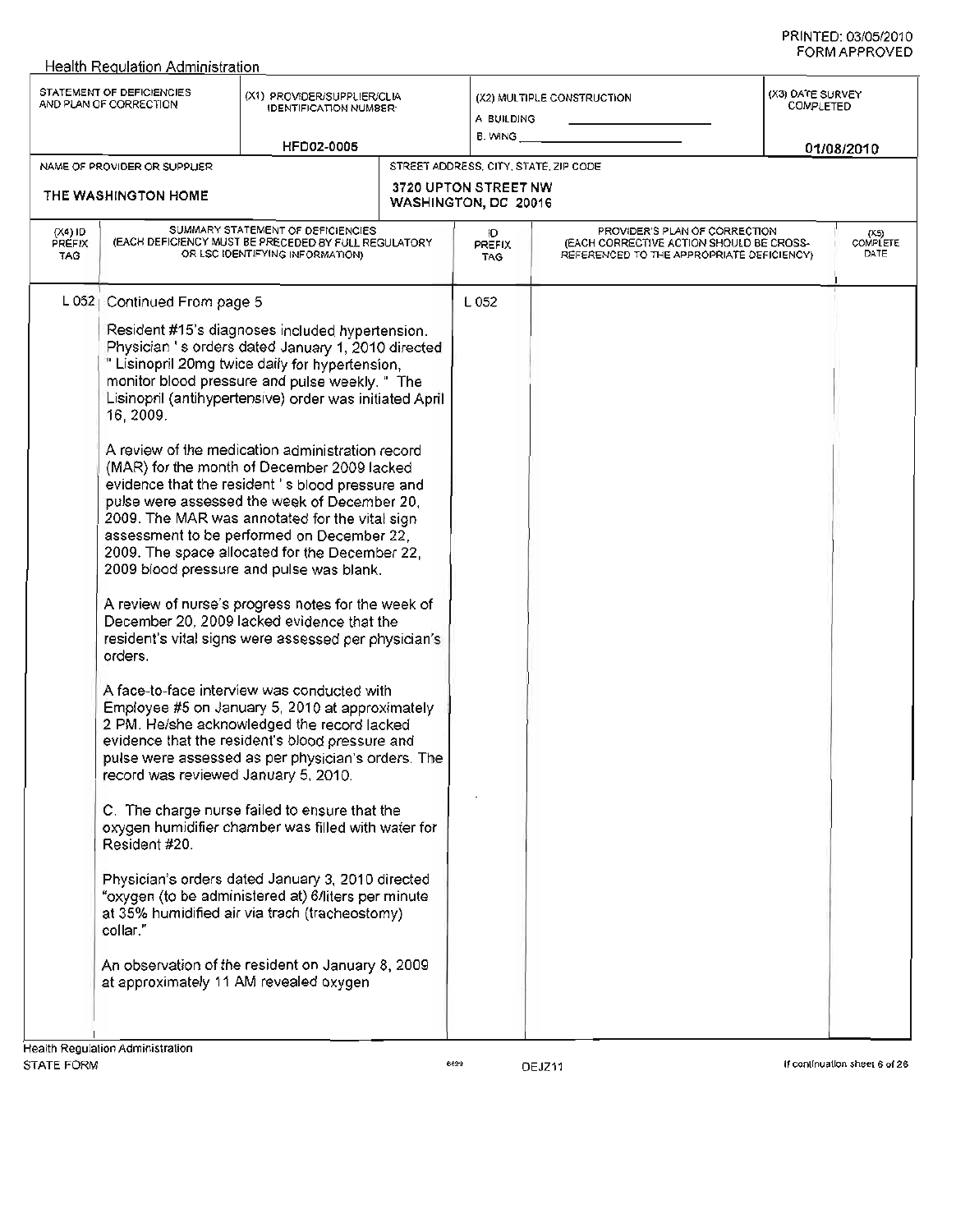Health Regulation Administration

| STATEMENT OF DEFICIENCIES AND PLAN OF CORRECTION | (X1) PROVIDER/SUPPLIER/CLIA IDENTIFICATION NUMBER: HFD02-0005 | (X2) MULTIPLE CONSTRUCTION A. BUILDING ___ B. WING ___ | (X3) DATE SURVEY COMPLETED 01/08/2010 |
|---|---|---|---|

| NAME OF PROVIDER OR SUPPLIER | STREET ADDRESS, CITY, STATE, ZIP CODE |
|---|---|
| THE WASHINGTON HOME | 3720 UPTON STREET NW WASHINGTON, DC 20016 |

| (X4) ID PREFIX TAG | SUMMARY STATEMENT OF DEFICIENCIES (EACH DEFICIENCY MUST BE PRECEDED BY FULL REGULATORY OR LSC IDENTIFYING INFORMATION) | ID PREFIX TAG | PROVIDER'S PLAN OF CORRECTION (EACH CORRECTIVE ACTION SHOULD BE CROSS-REFERENCED TO THE APPROPRIATE DEFICIENCY) | (X5) COMPLETE DATE |
|---|---|---|---|---|
| L 052 | Continued From page 5 | L 052 | | |

Resident #15's diagnoses included hypertension. Physician ' s orders dated January 1, 2010 directed " Lisinopril 20mg twice daily for hypertension, monitor blood pressure and pulse weekly. " The Lisinopril (antihypertensive) order was initiated April 16, 2009.

A review of the medication administration record (MAR) for the month of December 2009 lacked evidence that the resident ' s blood pressure and pulse were assessed the week of December 20, 2009. The MAR was annotated for the vital sign assessment to be performed on December 22, 2009. The space allocated for the December 22, 2009 blood pressure and pulse was blank.

A review of nurse's progress notes for the week of December 20, 2009 lacked evidence that the resident's vital signs were assessed per physician's orders.

A face-to-face interview was conducted with Employee #5 on January 5, 2010 at approximately 2 PM. He/she acknowledged the record lacked evidence that the resident's blood pressure and pulse were assessed as per physician's orders. The record was reviewed January 5, 2010.

C. The charge nurse failed to ensure that the oxygen humidifier chamber was filled with water for Resident #20.

Physician's orders dated January 3, 2010 directed "oxygen (to be administered at) 6/liters per minute at 35% humidified air via trach (tracheostomy) collar."

An observation of the resident on January 8, 2009 at approximately 11 AM revealed oxygen

Health Regulation Administration
STATE FORM 6899 DEJZ11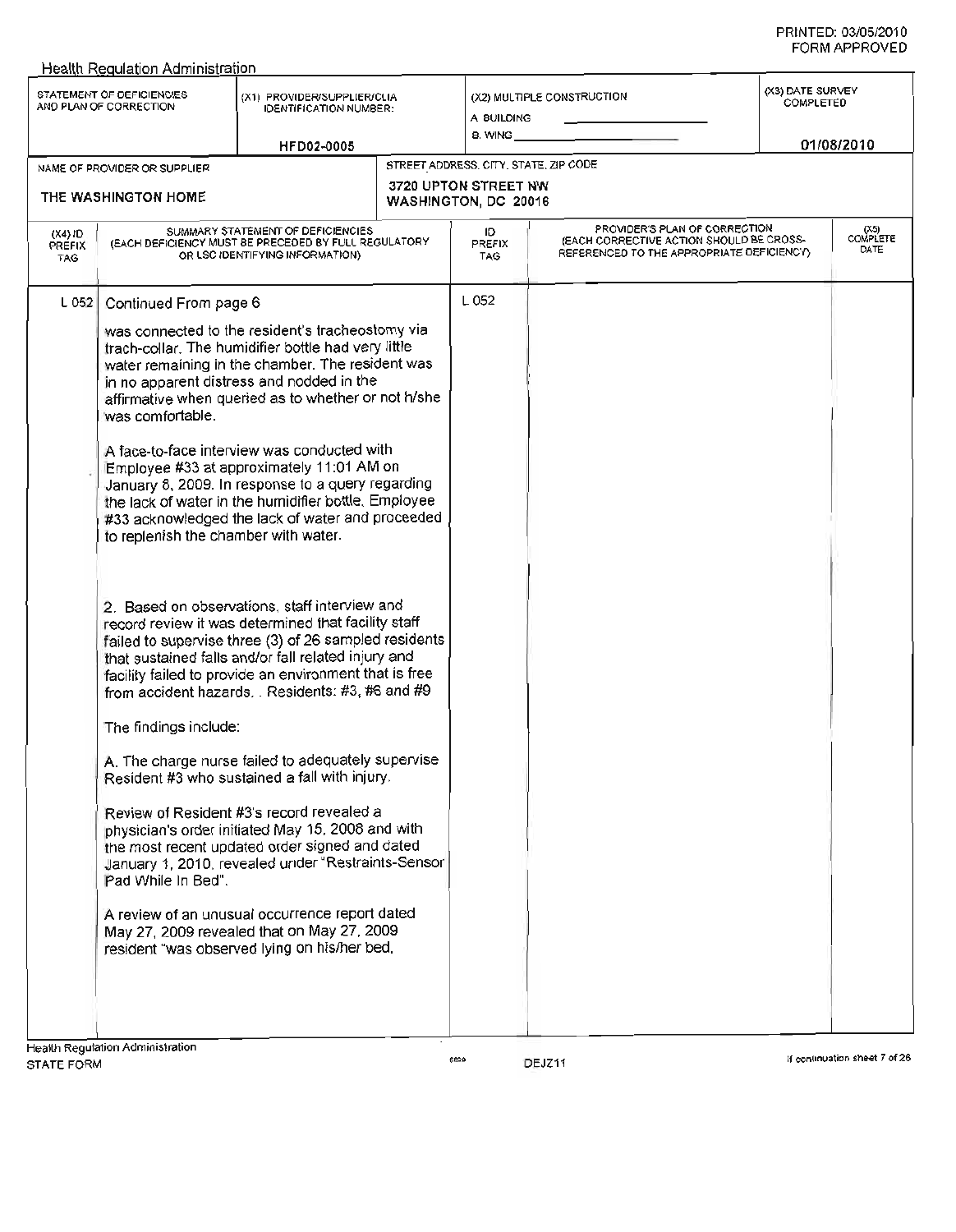Health Regulation Administration

| STATEMENT OF DEFICIENCIES AND PLAN OF CORRECTION | (X1) PROVIDER/SUPPLIER/CLIA IDENTIFICATION NUMBER: HFD02-0005 | (X2) MULTIPLE CONSTRUCTION A. BUILDING B. WING | (X3) DATE SURVEY COMPLETED 01/08/2010 |
|---|---|---|---|

| NAME OF PROVIDER OR SUPPLIER | STREET ADDRESS, CITY, STATE, ZIP CODE |
|---|---|
| THE WASHINGTON HOME | 3720 UPTON STREET NW WASHINGTON, DC 20016 |

| (X4) ID PREFIX TAG | SUMMARY STATEMENT OF DEFICIENCIES (EACH DEFICIENCY MUST BE PRECEDED BY FULL REGULATORY OR LSC IDENTIFYING INFORMATION) | ID PREFIX TAG | PROVIDER'S PLAN OF CORRECTION (EACH CORRECTIVE ACTION SHOULD BE CROSS-REFERENCED TO THE APPROPRIATE DEFICIENCY) | (X5) COMPLETE DATE |
|---|---|---|---|---|
| L 052 | Continued From page 6 | L 052 | | |

was connected to the resident's tracheostomy via trach-collar. The humidifier bottle had very little water remaining in the chamber. The resident was in no apparent distress and nodded in the affirmative when queried as to whether or not h/she was comfortable.

A face-to-face interview was conducted with Employee #33 at approximately 11:01 AM on January 6, 2009. In response to a query regarding the lack of water in the humidifier bottle, Employee #33 acknowledged the lack of water and proceeded to replenish the chamber with water.

2. Based on observations, staff interview and record review it was determined that facility staff failed to supervise three (3) of 26 sampled residents that sustained falls and/or fall related injury and facility failed to provide an environment that is free from accident hazards. . Residents: #3, #6 and #9

The findings include:

A. The charge nurse failed to adequately supervise Resident #3 who sustained a fall with injury.

Review of Resident #3's record revealed a physician's order initiated May 15, 2008 and with the most recent updated order signed and dated January 1, 2010, revealed under "Restraints-Sensor Pad While In Bed".

A review of an unusual occurrence report dated May 27, 2009 revealed that on May 27, 2009 resident "was observed lying on his/her bed,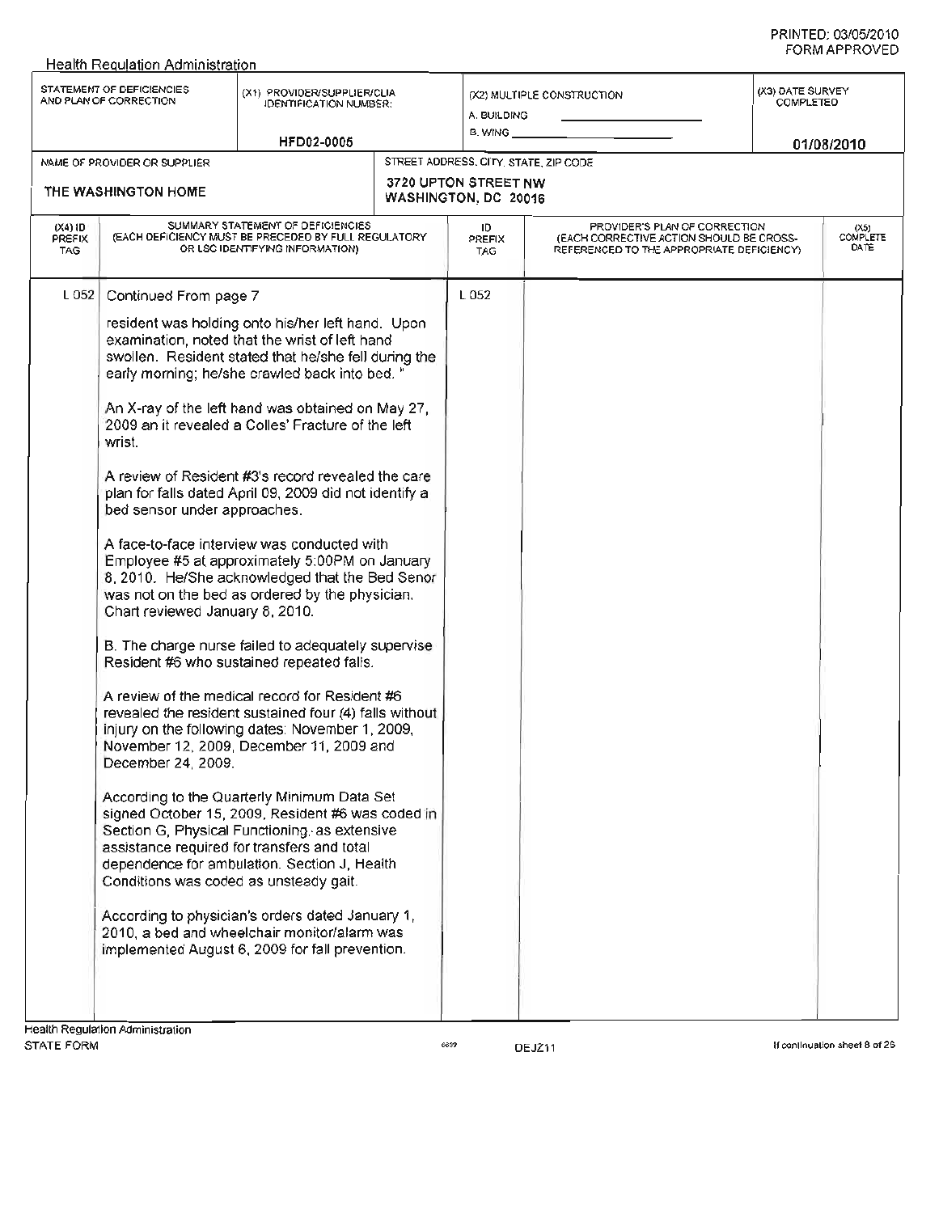Health Regulation Administration

| STATEMENT OF DEFICIENCIES AND PLAN OF CORRECTION | (X1) PROVIDER/SUPPLIER/CLIA IDENTIFICATION NUMBER: HFD02-0005 | (X2) MULTIPLE CONSTRUCTION A. BUILDING B. WING | (X3) DATE SURVEY COMPLETED 01/08/2010 |
|---|---|---|---|
| NAME OF PROVIDER OR SUPPLIER: THE WASHINGTON HOME | STREET ADDRESS, CITY, STATE, ZIP CODE: 3720 UPTON STREET NW WASHINGTON, DC 20016 | | |

| (X4) ID PREFIX TAG | SUMMARY STATEMENT OF DEFICIENCIES (EACH DEFICIENCY MUST BE PRECEDED BY FULL REGULATORY OR LSC IDENTIFYING INFORMATION) | ID PREFIX TAG | PROVIDER'S PLAN OF CORRECTION (EACH CORRECTIVE ACTION SHOULD BE CROSS-REFERENCED TO THE APPROPRIATE DEFICIENCY) | (X5) COMPLETE DATE |
|---|---|---|---|---|
| L 052 | Continued From page 7 | L 052 | | |

resident was holding onto his/her left hand. Upon examination, noted that the wrist of left hand swollen. Resident stated that he/she fell during the early morning; he/she crawled back into bed. "

An X-ray of the left hand was obtained on May 27, 2009 an it revealed a Colles' Fracture of the left wrist.

A review of Resident #3's record revealed the care plan for falls dated April 09, 2009 did not identify a bed sensor under approaches.

A face-to-face interview was conducted with Employee #5 at approximately 5:00PM on January 8, 2010. He/She acknowledged that the Bed Senor was not on the bed as ordered by the physician. Chart reviewed January 8, 2010.

B. The charge nurse failed to adequately supervise Resident #6 who sustained repeated falls.

A review of the medical record for Resident #6 revealed the resident sustained four (4) falls without injury on the following dates: November 1, 2009, November 12, 2009, December 11, 2009 and December 24, 2009.

According to the Quarterly Minimum Data Set signed October 15, 2009, Resident #6 was coded in Section G, Physical Functioning, as extensive assistance required for transfers and total dependence for ambulation. Section J, Health Conditions was coded as unsteady gait.

According to physician's orders dated January 1, 2010, a bed and wheelchair monitor/alarm was implemented August 6, 2009 for fall prevention.

Health Regulation Administration
STATE FORM 6899 DEJZ11 If continuation sheet 8 of 25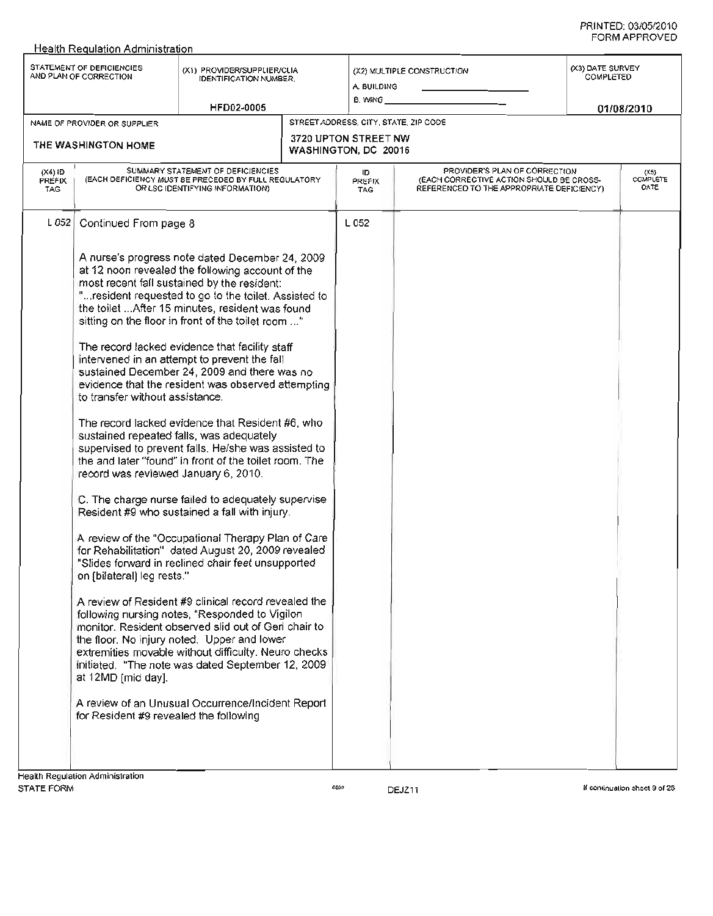Health Regulation Administration

| STATEMENT OF DEFICIENCIES AND PLAN OF CORRECTION | (X1) PROVIDER/SUPPLIER/CLIA IDENTIFICATION NUMBER: | (X2) MULTIPLE CONSTRUCTION | (X3) DATE SURVEY COMPLETED |
|---|---|---|---|
| | HFD02-0005 | A. BUILDING ___ B. WING ___ | 01/08/2010 |

| NAME OF PROVIDER OR SUPPLIER | STREET ADDRESS, CITY, STATE, ZIP CODE |
|---|---|
| THE WASHINGTON HOME | 3720 UPTON STREET NW WASHINGTON, DC 20016 |

| (X4) ID PREFIX TAG | SUMMARY STATEMENT OF DEFICIENCIES (EACH DEFICIENCY MUST BE PRECEDED BY FULL REGULATORY OR LSC IDENTIFYING INFORMATION) | ID PREFIX TAG | PROVIDER'S PLAN OF CORRECTION (EACH CORRECTIVE ACTION SHOULD BE CROSS-REFERENCED TO THE APPROPRIATE DEFICIENCY) | (X5) COMPLETE DATE |
|---|---|---|---|---|
| L 052 | Continued From page 8 | L 052 | | |

A nurse's progress note dated December 24, 2009 at 12 noon revealed the following account of the most recent fall sustained by the resident: "...resident requested to go to the toilet. Assisted to the toilet ...After 15 minutes, resident was found sitting on the floor in front of the toilet room ..."

The record lacked evidence that facility staff intervened in an attempt to prevent the fall sustained December 24, 2009 and there was no evidence that the resident was observed attempting to transfer without assistance.

The record lacked evidence that Resident #6, who sustained repeated falls, was adequately supervised to prevent falls. He/she was assisted to the and later "found" in front of the toilet room. The record was reviewed January 6, 2010.

C. The charge nurse failed to adequately supervise Resident #9 who sustained a fall with injury.

A review of the "Occupational Therapy Plan of Care for Rehabilitation" dated August 20, 2009 revealed "Slides forward in reclined chair feet unsupported on [bilateral] leg rests."

A review of Resident #9 clinical record revealed the following nursing notes, "Responded to Vigilon monitor. Resident observed slid out of Geri chair to the floor. No injury noted. Upper and lower extremities movable without difficulty. Neuro checks initiated. "The note was dated September 12, 2009 at 12MD [mid day].

A review of an Unusual Occurrence/Incident Report for Resident #9 revealed the following

Health Regulation Administration
STATE FORM DEJZ11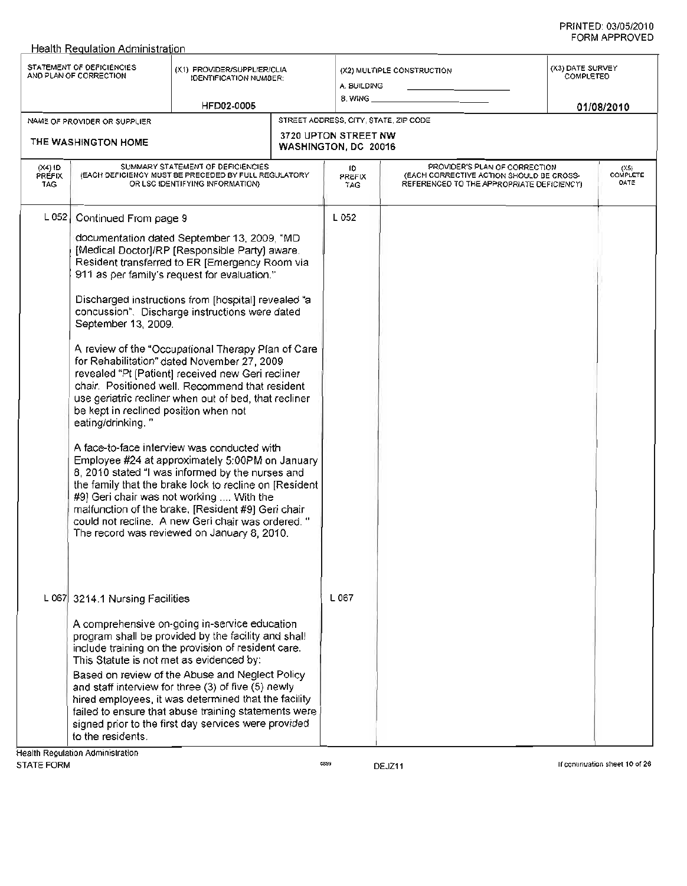Health Regulation Administration

| STATEMENT OF DEFICIENCIES AND PLAN OF CORRECTION | (X1) PROVIDER/SUPPLIER/CLIA IDENTIFICATION NUMBER: | (X2) MULTIPLE CONSTRUCTION | (X3) DATE SURVEY COMPLETED |
|---|---|---|---|
| | HFD02-0005 | A. BUILDING<br>B. WING | 01/08/2010 |

| NAME OF PROVIDER OR SUPPLIER | STREET ADDRESS, CITY, STATE, ZIP CODE |
|---|---|
| THE WASHINGTON HOME | 3720 UPTON STREET NW<br>WASHINGTON, DC 20016 |

| (X4) ID PREFIX TAG | SUMMARY STATEMENT OF DEFICIENCIES (EACH DEFICIENCY MUST BE PRECEDED BY FULL REGULATORY OR LSC IDENTIFYING INFORMATION) | ID PREFIX TAG | PROVIDER'S PLAN OF CORRECTION (EACH CORRECTIVE ACTION SHOULD BE CROSS-REFERENCED TO THE APPROPRIATE DEFICIENCY) | (X5) COMPLETE DATE |
|---|---|---|---|---|
| L 052 | Continued From page 9<br><br>documentation dated September 13, 2009, "MD [Medical Doctor]/RP [Responsible Party] aware. Resident transferred to ER [Emergency Room via 911 as per family's request for evaluation."<br><br>Discharged instructions from [hospital] revealed "a concussion". Discharge instructions were dated September 13, 2009.<br><br>A review of the "Occupational Therapy Plan of Care for Rehabilitation" dated November 27, 2009 revealed "Pt [Patient] received new Geri recliner chair. Positioned well. Recommend that resident use geriatric recliner when out of bed, that recliner be kept in reclined position when not eating/drinking. "<br><br>A face-to-face interview was conducted with Employee #24 at approximately 5:00PM on January 8, 2010 stated "I was informed by the nurses and the family that the brake lock to recline on [Resident #9] Geri chair was not working .... With the malfunction of the brake, [Resident #9] Geri chair could not recline. A new Geri chair was ordered. "<br>The record was reviewed on January 8, 2010. | L 052 | | |
| L 067 | 3214.1 Nursing Facilities<br><br>A comprehensive on-going in-service education program shall be provided by the facility and shall include training on the provision of resident care.<br>This Statute is not met as evidenced by:<br>Based on review of the Abuse and Neglect Policy and staff interview for three (3) of five (5) newly hired employees, it was determined that the facility failed to ensure that abuse training statements were signed prior to the first day services were provided to the residents. | L 067 | | |

Health Regulation Administration
STATE FORM 6899 DEJZ11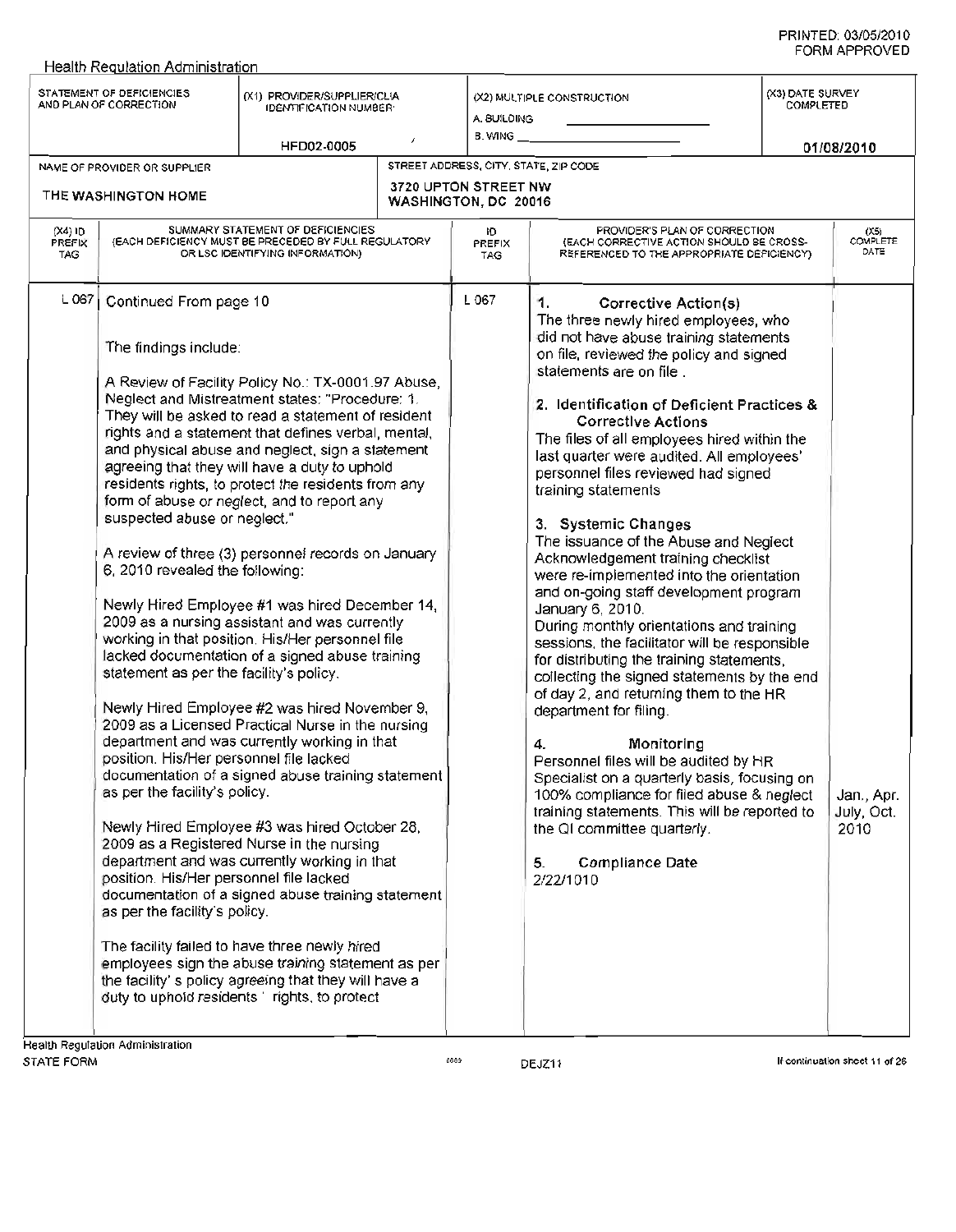Health Regulation Administration

| STATEMENT OF DEFICIENCIES AND PLAN OF CORRECTION | (X1) PROVIDER/SUPPLIER/CLIA IDENTIFICATION NUMBER: | (X2) MULTIPLE CONSTRUCTION | (X3) DATE SURVEY COMPLETED |
|---|---|---|---|
| | HFD02-0005 | A. BUILDING<br>B. WING | 01/08/2010 |

| NAME OF PROVIDER OR SUPPLIER | STREET ADDRESS, CITY, STATE, ZIP CODE |
|---|---|
| THE WASHINGTON HOME | 3720 UPTON STREET NW<br>WASHINGTON, DC 20016 |

| (X4) ID PREFIX TAG | SUMMARY STATEMENT OF DEFICIENCIES (EACH DEFICIENCY MUST BE PRECEDED BY FULL REGULATORY OR LSC IDENTIFYING INFORMATION) | ID PREFIX TAG | PROVIDER'S PLAN OF CORRECTION (EACH CORRECTIVE ACTION SHOULD BE CROSS-REFERENCED TO THE APPROPRIATE DEFICIENCY) | (X5) COMPLETE DATE |
|---|---|---|---|---|
| L 067 | Continued From page 10<br><br>The findings include:<br><br>A Review of Facility Policy No.: TX-0001.97 Abuse, Neglect and Mistreatment states: "Procedure: 1. They will be asked to read a statement of resident rights and a statement that defines verbal, mental, and physical abuse and neglect, sign a statement agreeing that they will have a duty to uphold residents rights, to protect the residents from any form of abuse or neglect, and to report any suspected abuse or neglect."<br><br>A review of three (3) personnel records on January 6, 2010 revealed the following:<br><br>Newly Hired Employee #1 was hired December 14, 2009 as a nursing assistant and was currently working in that position. His/Her personnel file lacked documentation of a signed abuse training statement as per the facility's policy.<br><br>Newly Hired Employee #2 was hired November 9, 2009 as a Licensed Practical Nurse in the nursing department and was currently working in that position. His/Her personnel file lacked documentation of a signed abuse training statement as per the facility's policy.<br><br>Newly Hired Employee #3 was hired October 28, 2009 as a Registered Nurse in the nursing department and was currently working in that position. His/Her personnel file lacked documentation of a signed abuse training statement as per the facility's policy.<br><br>The facility failed to have three newly hired employees sign the abuse training statement as per the facility' s policy agreeing that they will have a duty to uphold residents ' rights, to protect | L 067 | **1. Corrective Action(s)**<br>The three newly hired employees, who did not have abuse training statements on file, reviewed the policy and signed statements are on file .<br><br>**2. Identification of Deficient Practices & Corrective Actions**<br>The files of all employees hired within the last quarter were audited. All employees' personnel files reviewed had signed training statements<br><br>**3. Systemic Changes**<br>The issuance of the Abuse and Neglect Acknowledgement training checklist were re-implemented into the orientation and on-going staff development program January 6, 2010.<br>During monthly orientations and training sessions, the facilitator will be responsible for distributing the training statements, collecting the signed statements by the end of day 2, and returning them to the HR department for filing.<br><br>**4. Monitoring**<br>Personnel files will be audited by HR Specialist on a quarterly basis, focusing on 100% compliance for filed abuse & neglect training statements. This will be reported to the QI committee quarterly.<br><br>**5. Compliance Date**<br>2/22/1010 | Jan., Apr. July, Oct. 2010 |

Health Regulation Administration
STATE FORM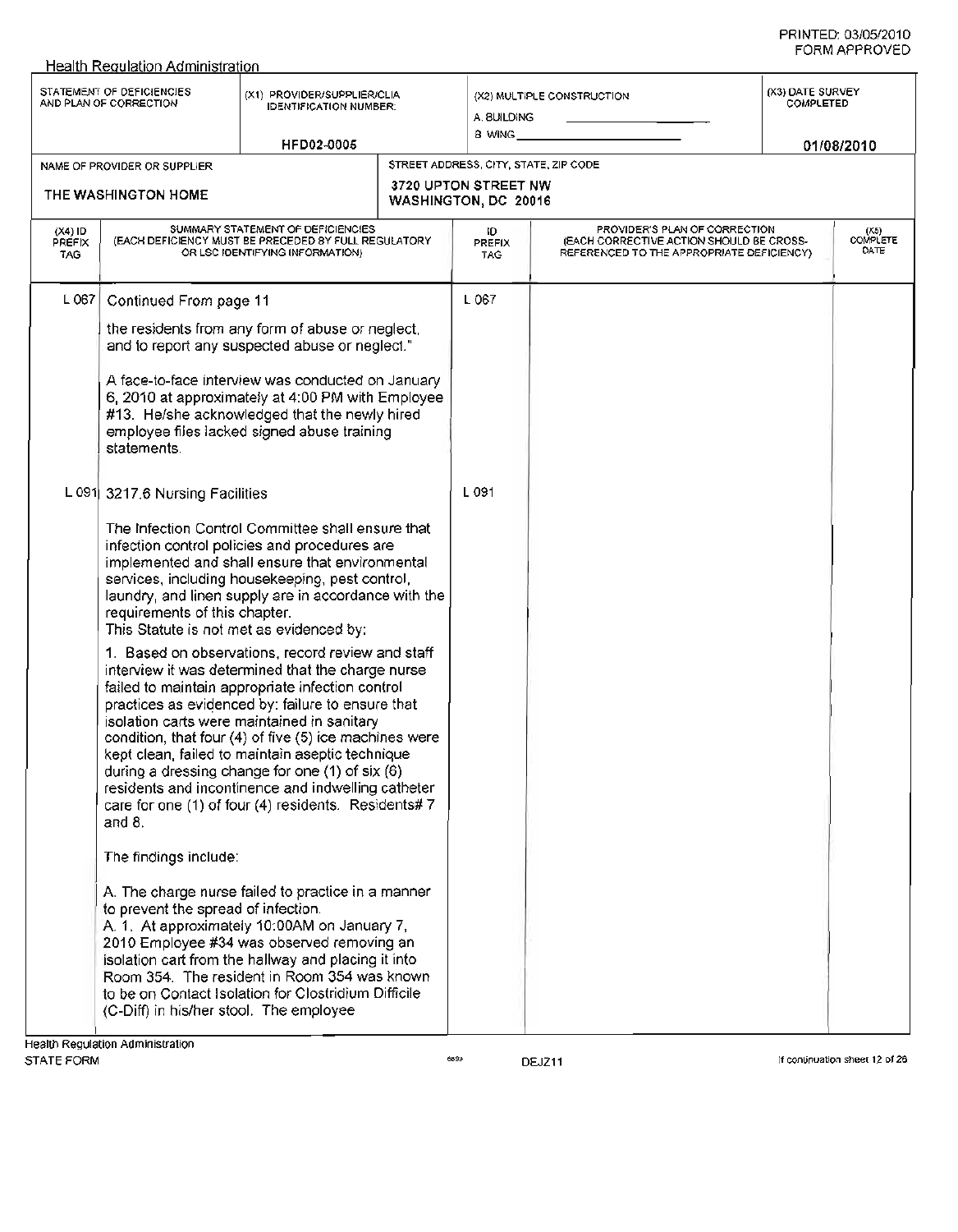Health Regulation Administration

| STATEMENT OF DEFICIENCIES AND PLAN OF CORRECTION | (X1) PROVIDER/SUPPLIER/CLIA IDENTIFICATION NUMBER: | (X2) MULTIPLE CONSTRUCTION | (X3) DATE SURVEY COMPLETED |
|---|---|---|---|
| | HFD02-0005 | A. BUILDING ______ B. WING ______ | 01/08/2010 |

| NAME OF PROVIDER OR SUPPLIER | STREET ADDRESS, CITY, STATE, ZIP CODE |
|---|---|
| THE WASHINGTON HOME | 3720 UPTON STREET NW WASHINGTON, DC 20016 |

| (X4) ID PREFIX TAG | SUMMARY STATEMENT OF DEFICIENCIES (EACH DEFICIENCY MUST BE PRECEDED BY FULL REGULATORY OR LSC IDENTIFYING INFORMATION) | ID PREFIX TAG | PROVIDER'S PLAN OF CORRECTION (EACH CORRECTIVE ACTION SHOULD BE CROSS-REFERENCED TO THE APPROPRIATE DEFICIENCY) | (X5) COMPLETE DATE |
|---|---|---|---|---|
| L 067 | Continued From page 11<br><br>the residents from any form of abuse or neglect, and to report any suspected abuse or neglect."<br><br>A face-to-face interview was conducted on January 6, 2010 at approximately at 4:00 PM with Employee #13. He/she acknowledged that the newly hired employee files lacked signed abuse training statements. | L 067 | | |
| L 091 | 3217.6 Nursing Facilities<br><br>The Infection Control Committee shall ensure that infection control policies and procedures are implemented and shall ensure that environmental services, including housekeeping, pest control, laundry, and linen supply are in accordance with the requirements of this chapter.<br>This Statute is not met as evidenced by:<br><br>1. Based on observations, record review and staff interview it was determined that the charge nurse failed to maintain appropriate infection control practices as evidenced by: failure to ensure that isolation carts were maintained in sanitary condition, that four (4) of five (5) ice machines were kept clean, failed to maintain aseptic technique during a dressing change for one (1) of six (6) residents and incontinence and indwelling catheter care for one (1) of four (4) residents. Residents# 7 and 8.<br><br>The findings include:<br><br>A. The charge nurse failed to practice in a manner to prevent the spread of infection.<br>A. 1. At approximately 10:00AM on January 7, 2010 Employee #34 was observed removing an isolation cart from the hallway and placing it into Room 354. The resident in Room 354 was known to be on Contact Isolation for Clostridium Difficile (C-Diff) in his/her stool. The employee | L 091 | | |

Health Regulation Administration
STATE FORM 6899 DEJZ11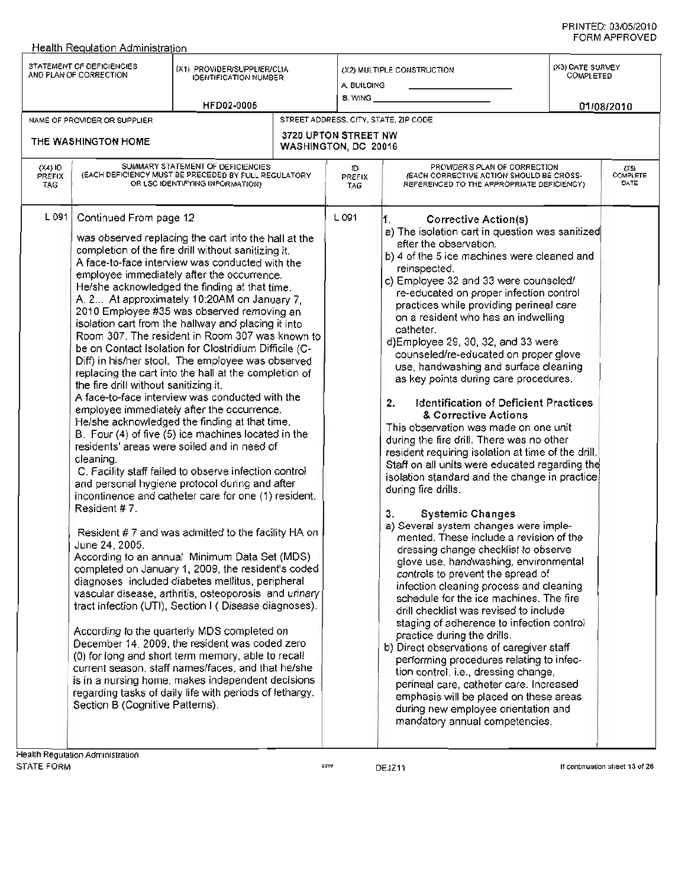Health Regulation Administration

| STATEMENT OF DEFICIENCIES AND PLAN OF CORRECTION | (X1) PROVIDER/SUPPLIER/CLIA IDENTIFICATION NUMBER | (X2) MULTIPLE CONSTRUCTION | (X3) DATE SURVEY COMPLETED |
|---|---|---|---|
| | HFD02-0005 | A. BUILDING ______ B. WING ______ | 01/08/2010 |

| NAME OF PROVIDER OR SUPPLIER | STREET ADDRESS, CITY, STATE, ZIP CODE |
|---|---|
| THE WASHINGTON HOME | 3720 UPTON STREET NW WASHINGTON, DC 20016 |

| (X4) ID PREFIX TAG | SUMMARY STATEMENT OF DEFICIENCIES (EACH DEFICIENCY MUST BE PRECEDED BY FULL REGULATORY OR LSC IDENTIFYING INFORMATION) | ID PREFIX TAG | PROVIDER'S PLAN OF CORRECTION (EACH CORRECTIVE ACTION SHOULD BE CROSS-REFERENCED TO THE APPROPRIATE DEFICIENCY) | (X5) COMPLETE DATE |
|---|---|---|---|---|
| L 091 | See below | L 091 | See below | |

**L 091** Continued From page 12

was observed replacing the cart into the hall at the completion of the fire drill without sanitizing it.
A face-to-face interview was conducted with the employee immediately after the occurrence. He/she acknowledged the finding at that time.
A. 2... At approximately 10:20AM on January 7, 2010 Employee #35 was observed removing an isolation cart from the hallway and placing it into Room 307. The resident in Room 307 was known to be on Contact Isolation for Clostridium Difficile (C-Diff) in his/her stool. The employee was observed replacing the cart into the hall at the completion of the fire drill without sanitizing it.
A face-to-face interview was conducted with the employee immediately after the occurrence. He/she acknowledged the finding at that time.
B. Four (4) of five (5) ice machines located in the residents' areas were soiled and in need of cleaning.
C. Facility staff failed to observe infection control and personal hygiene protocol during and after incontinence and catheter care for one (1) resident. Resident # 7.

Resident # 7 and was admitted to the facility HA on June 24, 2005.
According to an annual Minimum Data Set (MDS) completed on January 1, 2009, the resident's coded diagnoses included diabetes mellitus, peripheral vascular disease, arthritis, osteoporosis and urinary tract infection (UTI), Section I ( Disease diagnoses).

According to the quarterly MDS completed on December 14, 2009, the resident was coded zero (0) for long and short term memory, able to recall current season, staff names/faces, and that he/she is in a nursing home, makes independent decisions regarding tasks of daily life with periods of lethargy. Section B (Cognitive Patterns).

**L 091** Provider's Plan of Correction

1. **Corrective Action(s)**
   - a) The isolation cart in question was sanitized after the observation.
   - b) 4 of the 5 ice machines were cleaned and reinspected.
   - c) Employee 32 and 33 were counseled/ re-educated on proper infection control practices while providing perineal care on a resident who has an indwelling catheter.
   - d) Employee 29, 30, 32, and 33 were counseled/re-educated on proper glove use, handwashing and surface cleaning as key points during care procedures.

2. **Identification of Deficient Practices & Corrective Actions**

   This observation was made on one unit during the fire drill. There was no other resident requiring isolation at time of the drill. Staff on all units were educated regarding the isolation standard and the change in practice during fire drills.

3. **Systemic Changes**
   - a) Several system changes were implemented. These include a revision of the dressing change checklist to observe glove use, handwashing, environmental controls to prevent the spread of infection cleaning process and cleaning schedule for the ice machines. The fire drill checklist was revised to include staging of adherence to infection control practice during the drills.
   - b) Direct observations of caregiver staff performing procedures relating to infection control, i.e., dressing change, perineal care, catheter care. Increased emphasis will be placed on these areas during new employee orientation and mandatory annual competencies.

Health Regulation Administration
STATE FORM DEJZ11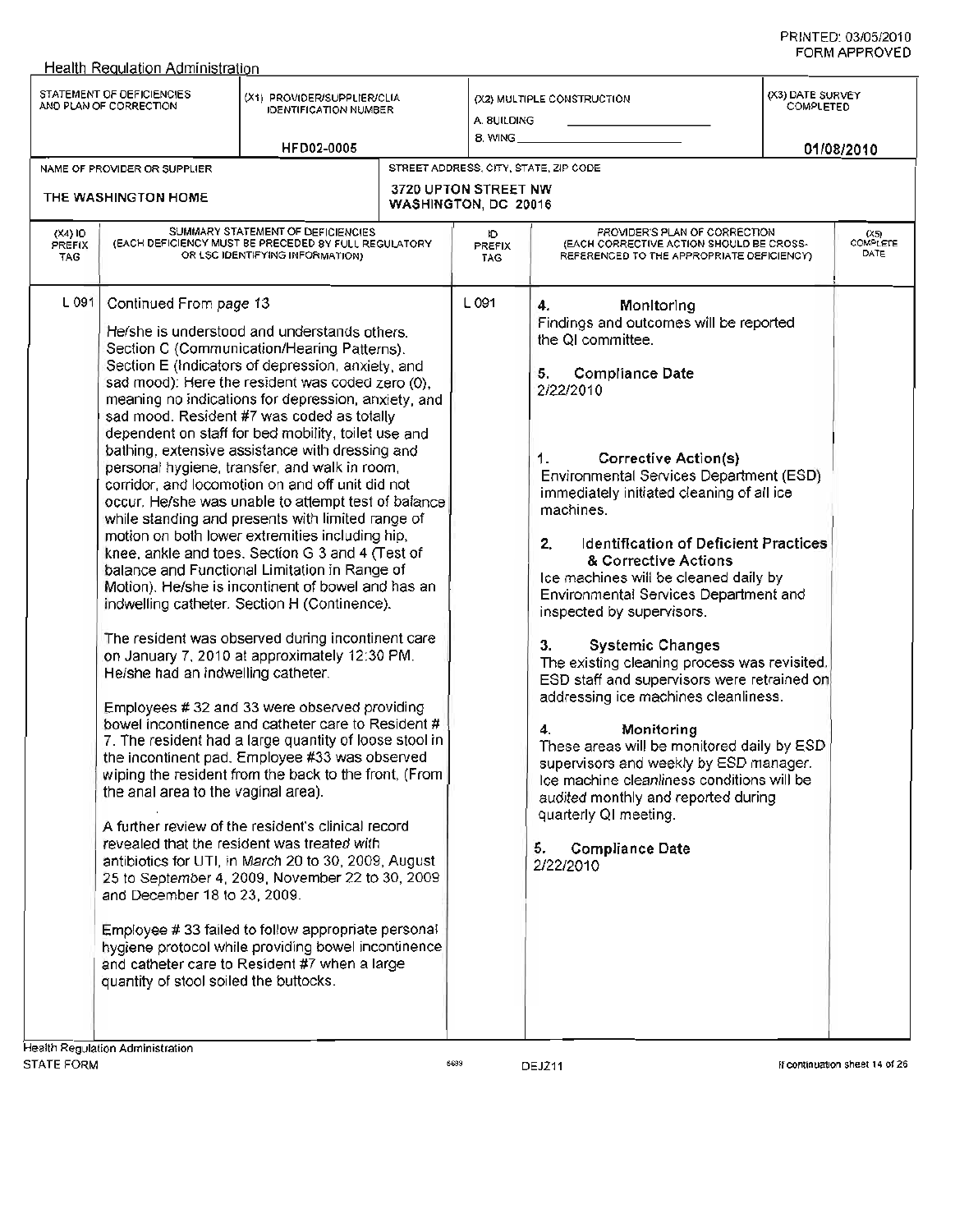Health Regulation Administration

| STATEMENT OF DEFICIENCIES AND PLAN OF CORRECTION | (X1) PROVIDER/SUPPLIER/CLIA IDENTIFICATION NUMBER | (X2) MULTIPLE CONSTRUCTION | (X3) DATE SURVEY COMPLETED |
|---|---|---|---|
| | HFD02-0005 | A. BUILDING ______ B. WING ______ | 01/08/2010 |

| NAME OF PROVIDER OR SUPPLIER | STREET ADDRESS, CITY, STATE, ZIP CODE |
|---|---|
| THE WASHINGTON HOME | 3720 UPTON STREET NW WASHINGTON, DC 20016 |

| (X4) ID PREFIX TAG | SUMMARY STATEMENT OF DEFICIENCIES (EACH DEFICIENCY MUST BE PRECEDED BY FULL REGULATORY OR LSC IDENTIFYING INFORMATION) | ID PREFIX TAG | PROVIDER'S PLAN OF CORRECTION (EACH CORRECTIVE ACTION SHOULD BE CROSS-REFERENCED TO THE APPROPRIATE DEFICIENCY) | (X5) COMPLETE DATE |
|---|---|---|---|---|
| L 091 | Continued From page 13<br><br>He/she is understood and understands others. Section C (Communication/Hearing Patterns). Section E (Indicators of depression, anxiety, and sad mood): Here the resident was coded zero (0), meaning no indications for depression, anxiety, and sad mood. Resident #7 was coded as totally dependent on staff for bed mobility, toilet use and bathing, extensive assistance with dressing and personal hygiene, transfer, and walk in room, corridor, and locomotion on and off unit did not occur. He/she was unable to attempt test of balance while standing and presents with limited range of motion on both lower extremities including hip, knee, ankle and toes. Section G 3 and 4 (Test of balance and Functional Limitation in Range of Motion). He/she is incontinent of bowel and has an indwelling catheter. Section H (Continence).<br><br>The resident was observed during incontinent care on January 7, 2010 at approximately 12:30 PM. He/she had an indwelling catheter.<br><br>Employees # 32 and 33 were observed providing bowel incontinence and catheter care to Resident # 7. The resident had a large quantity of loose stool in the incontinent pad. Employee #33 was observed wiping the resident from the back to the front, (From the anal area to the vaginal area).<br><br>A further review of the resident's clinical record revealed that the resident was treated with antibiotics for UTI, in March 20 to 30, 2009, August 25 to September 4, 2009, November 22 to 30, 2009 and December 18 to 23, 2009.<br><br>Employee # 33 failed to follow appropriate personal hygiene protocol while providing bowel incontinence and catheter care to Resident #7 when a large quantity of stool soiled the buttocks. | L 091 | **4. Monitoring**<br>Findings and outcomes will be reported the QI committee.<br><br>**5. Compliance Date**<br>2/22/2010<br><br>**1. Corrective Action(s)**<br>Environmental Services Department (ESD) immediately initiated cleaning of all ice machines.<br><br>**2. Identification of Deficient Practices & Corrective Actions**<br>Ice machines will be cleaned daily by Environmental Services Department and inspected by supervisors.<br><br>**3. Systemic Changes**<br>The existing cleaning process was revisited. ESD staff and supervisors were retrained on addressing ice machines cleanliness.<br><br>**4. Monitoring**<br>These areas will be monitored daily by ESD supervisors and weekly by ESD manager. Ice machine cleanliness conditions will be audited monthly and reported during quarterly QI meeting.<br><br>**5. Compliance Date**<br>2/22/2010 | |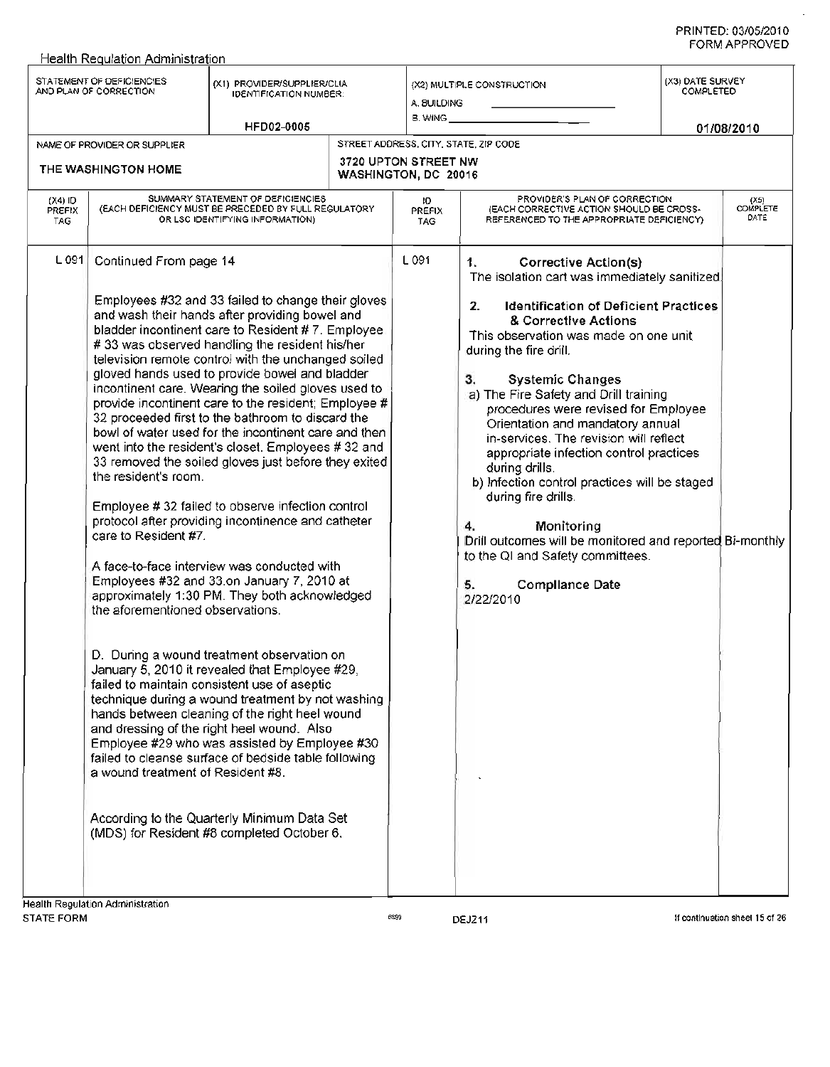Health Regulation Administration

| STATEMENT OF DEFICIENCIES AND PLAN OF CORRECTION | (X1) PROVIDER/SUPPLIER/CLIA IDENTIFICATION NUMBER: | (X2) MULTIPLE CONSTRUCTION | (X3) DATE SURVEY COMPLETED |
|---|---|---|---|
| | HFD02-0005 | A. BUILDING ______ B. WING ______ | 01/08/2010 |

| NAME OF PROVIDER OR SUPPLIER | STREET ADDRESS, CITY, STATE, ZIP CODE |
|---|---|
| THE WASHINGTON HOME | 3720 UPTON STREET NW WASHINGTON, DC 20016 |

| (X4) ID PREFIX TAG | SUMMARY STATEMENT OF DEFICIENCIES (EACH DEFICIENCY MUST BE PRECEDED BY FULL REGULATORY OR LSC IDENTIFYING INFORMATION) | ID PREFIX TAG | PROVIDER'S PLAN OF CORRECTION (EACH CORRECTIVE ACTION SHOULD BE CROSS-REFERENCED TO THE APPROPRIATE DEFICIENCY) | (X5) COMPLETE DATE |
|---|---|---|---|---|
| L 091 | Continued From page 14<br><br>Employees #32 and 33 failed to change their gloves and wash their hands after providing bowel and bladder incontinent care to Resident # 7. Employee # 33 was observed handling the resident his/her television remote control with the unchanged soiled gloved hands used to provide bowel and bladder incontinent care. Wearing the soiled gloves used to provide incontinent care to the resident; Employee # 32 proceeded first to the bathroom to discard the bowl of water used for the incontinent care and then went into the resident's closet. Employees # 32 and 33 removed the soiled gloves just before they exited the resident's room.<br><br>Employee # 32 failed to observe infection control protocol after providing incontinence and catheter care to Resident #7.<br><br>A face-to-face interview was conducted with Employees #32 and 33.on January 7, 2010 at approximately 1:30 PM. They both acknowledged the aforementioned observations.<br><br>D. During a wound treatment observation on January 5, 2010 it revealed that Employee #29, failed to maintain consistent use of aseptic technique during a wound treatment by not washing hands between cleaning of the right heel wound and dressing of the right heel wound. Also Employee #29 who was assisted by Employee #30 failed to cleanse surface of bedside table following a wound treatment of Resident #8.<br><br>According to the Quarterly Minimum Data Set (MDS) for Resident #8 completed October 6. | L 091 | **1. Corrective Action(s)**<br>The isolation cart was immediately sanitized.<br><br>**2. Identification of Deficient Practices & Corrective Actions**<br>This observation was made on one unit during the fire drill.<br><br>**3. Systemic Changes**<br>a) The Fire Safety and Drill training procedures were revised for Employee Orientation and mandatory annual in-services. The revision will reflect appropriate infection control practices during drills.<br>b) Infection control practices will be staged during fire drills.<br><br>**4. Monitoring**<br>Drill outcomes will be monitored and reported Bi-monthly to the QI and Safety committees.<br><br>**5. Compliance Date**<br>2/22/2010 | |

Health Regulation Administration
STATE FORM 6899 DEJ211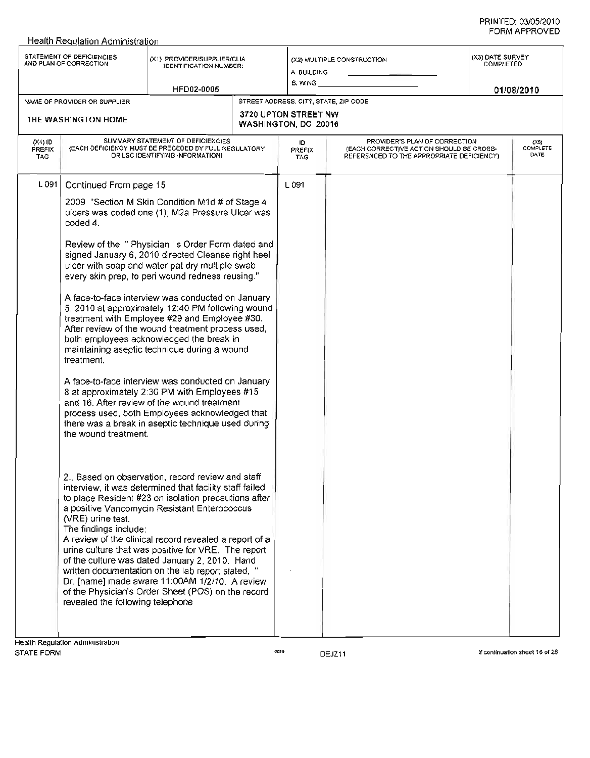Health Regulation Administration

| STATEMENT OF DEFICIENCIES AND PLAN OF CORRECTION | (X1) PROVIDER/SUPPLIER/CLIA IDENTIFICATION NUMBER: | (X2) MULTIPLE CONSTRUCTION | (X3) DATE SURVEY COMPLETED |
|---|---|---|---|
| | HFD02-0005 | A. BUILDING<br>B. WING | 01/08/2010 |

| NAME OF PROVIDER OR SUPPLIER | STREET ADDRESS, CITY, STATE, ZIP CODE |
|---|---|
| THE WASHINGTON HOME | 3720 UPTON STREET NW<br>WASHINGTON, DC 20016 |

| (X4) ID PREFIX TAG | SUMMARY STATEMENT OF DEFICIENCIES (EACH DEFICIENCY MUST BE PRECEDED BY FULL REGULATORY OR LSC IDENTIFYING INFORMATION) | ID PREFIX TAG | PROVIDER'S PLAN OF CORRECTION (EACH CORRECTIVE ACTION SHOULD BE CROSS-REFERENCED TO THE APPROPRIATE DEFICIENCY) | (X5) COMPLETE DATE |
|---|---|---|---|---|
| L 091 | Continued From page 15 | L 091 | | |

2009 "Section M Skin Condition M1d # of Stage 4 ulcers was coded one (1); M2a Pressure Ulcer was coded 4.

Review of the " Physician ' s Order Form dated and signed January 6, 2010 directed Cleanse right heel ulcer with soap and water pat dry multiple swab every skin prep, to peri wound redness reusing."

A face-to-face interview was conducted on January 5, 2010 at approximately 12:40 PM following wound treatment with Employee #29 and Employee #30. After review of the wound treatment process used, both employees acknowledged the break in maintaining aseptic technique during a wound treatment.

A face-to-face interview was conducted on January 8 at approximately 2:30 PM with Employees #15 and 16. After review of the wound treatment process used, both Employees acknowledged that there was a break in aseptic technique used during the wound treatment.

2.. Based on observation, record review and staff interview, it was determined that facility staff failed to place Resident #23 on isolation precautions after a positive Vancomycin Resistant Enterococcus (VRE) urine test.
The findings include:
A review of the clinical record revealed a report of a urine culture that was positive for VRE. The report of the culture was dated January 2, 2010. Hand written documentation on the lab report stated, " Dr. [name] made aware 11:00AM 1/2/10. A review of the Physician's Order Sheet (POS) on the record revealed the following telephone

Health Regulation Administration
STATE FORM 6899 DEJZ11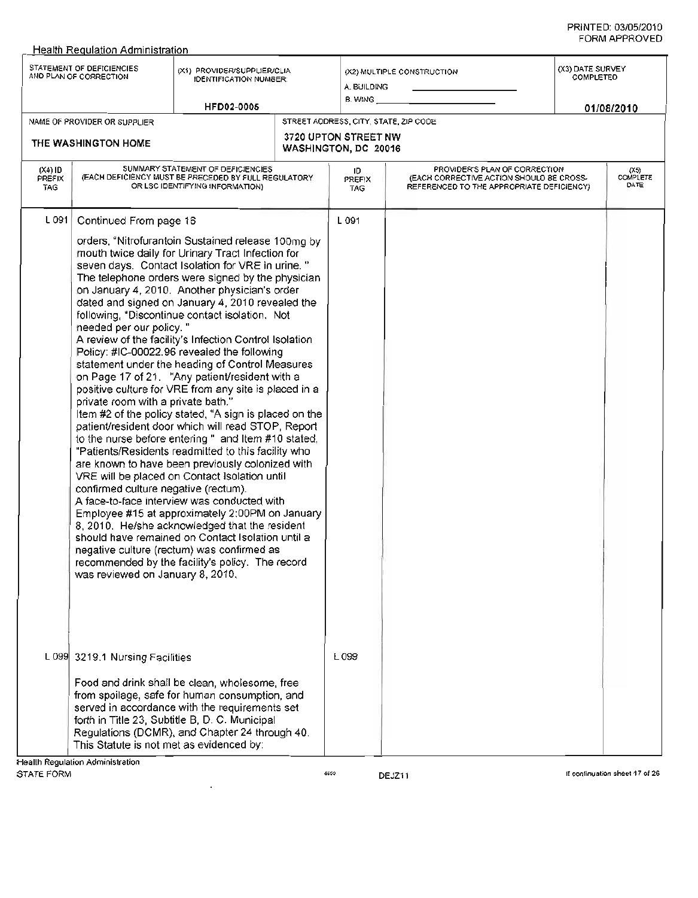PRINTED: 03/05/2010
FORM APPROVED

Health Regulation Administration

| STATEMENT OF DEFICIENCIES AND PLAN OF CORRECTION | (X1) PROVIDER/SUPPLIER/CLIA IDENTIFICATION NUMBER: | (X2) MULTIPLE CONSTRUCTION | (X3) DATE SURVEY COMPLETED |
|---|---|---|---|
| | HFD02-0005 | A. BUILDING ______ B. WING ______ | 01/08/2010 |

| NAME OF PROVIDER OR SUPPLIER | STREET ADDRESS, CITY, STATE, ZIP CODE |
|---|---|
| THE WASHINGTON HOME | 3720 UPTON STREET NW WASHINGTON, DC 20016 |

| (X4) ID PREFIX TAG | SUMMARY STATEMENT OF DEFICIENCIES (EACH DEFICIENCY MUST BE PRECEDED BY FULL REGULATORY OR LSC IDENTIFYING INFORMATION) | ID PREFIX TAG | PROVIDER'S PLAN OF CORRECTION (EACH CORRECTIVE ACTION SHOULD BE CROSS-REFERENCED TO THE APPROPRIATE DEFICIENCY) | (X5) COMPLETE DATE |
|---|---|---|---|---|
| L 091 | Continued From page 16<br><br>orders, "Nitrofurantoin Sustained release 100mg by mouth twice daily for Urinary Tract Infection for seven days. Contact Isolation for VRE in urine. " The telephone orders were signed by the physician on January 4, 2010. Another physician's order dated and signed on January 4, 2010 revealed the following, "Discontinue contact isolation. Not needed per our policy. "<br>A review of the facility's Infection Control Isolation Policy: #IC-00022.96 revealed the following statement under the heading of Control Measures on Page 17 of 21. "Any patient/resident with a positive culture for VRE from any site is placed in a private room with a private bath."<br>Item #2 of the policy stated, "A sign is placed on the patient/resident door which will read STOP, Report to the nurse before entering " and Item #10 stated, "Patients/Residents readmitted to this facility who are known to have been previously colonized with VRE will be placed on Contact Isolation until confirmed culture negative (rectum).<br>A face-to-face interview was conducted with Employee #15 at approximately 2:00PM on January 8, 2010. He/she acknowledged that the resident should have remained on Contact Isolation until a negative culture (rectum) was confirmed as recommended by the facility's policy. The record was reviewed on January 8, 2010. | L 091 | | |
| L 099 | 3219.1 Nursing Facilities<br><br>Food and drink shall be clean, wholesome, free from spoilage, safe for human consumption, and served in accordance with the requirements set forth in Title 23, Subtitle B, D. C. Municipal Regulations (DCMR), and Chapter 24 through 40. This Statute is not met as evidenced by: | L 099 | | |

Health Regulation Administration
STATE FORM 6899 DEJZ11 If continuation sheet 17 of 26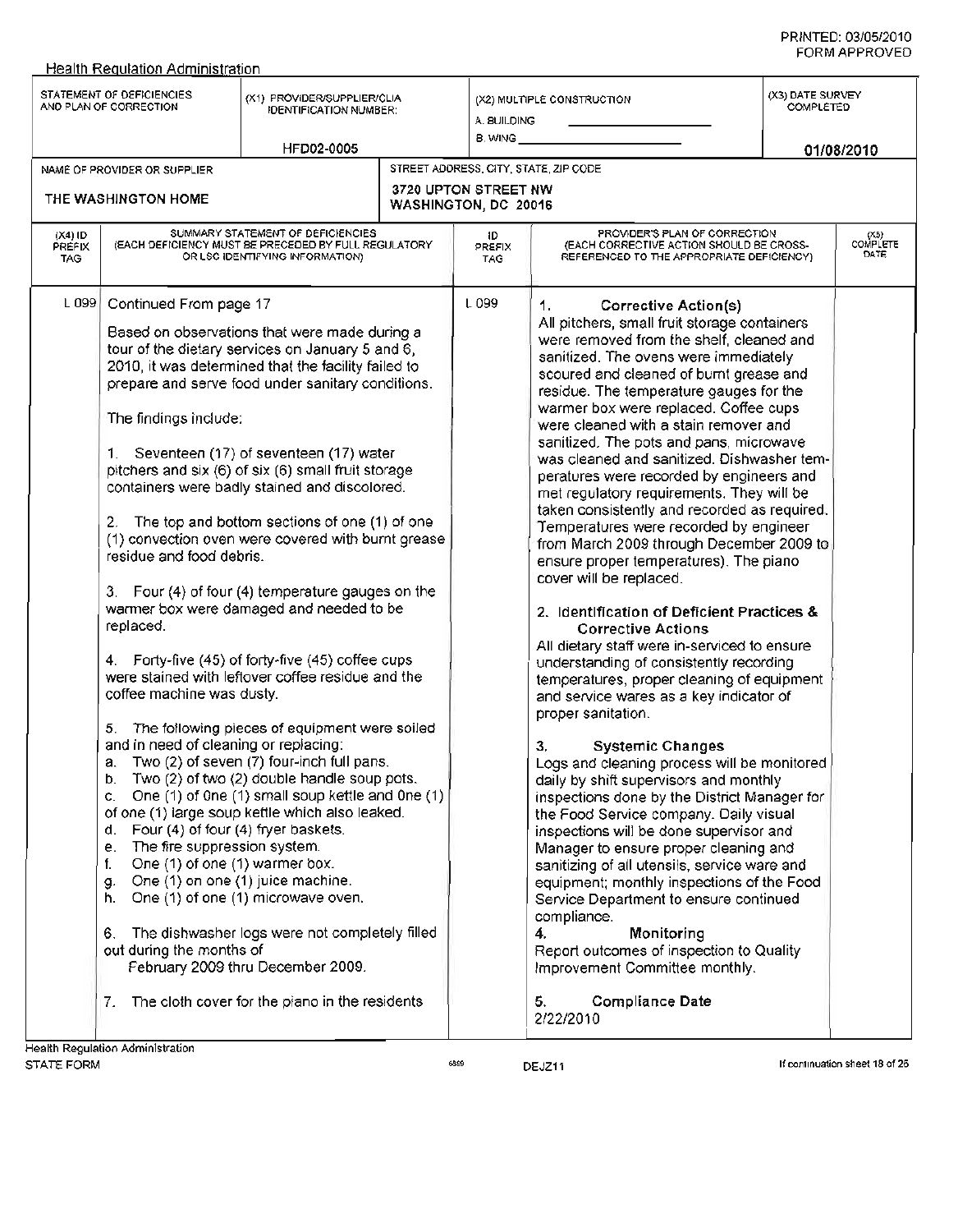Health Regulation Administration

| STATEMENT OF DEFICIENCIES AND PLAN OF CORRECTION | (X1) PROVIDER/SUPPLIER/CLIA IDENTIFICATION NUMBER: | (X2) MULTIPLE CONSTRUCTION | (X3) DATE SURVEY COMPLETED |
|---|---|---|---|
| | HFD02-0005 | A. BUILDING ______ B. WING ______ | 01/08/2010 |

| NAME OF PROVIDER OR SUPPLIER | STREET ADDRESS, CITY, STATE, ZIP CODE |
|---|---|
| THE WASHINGTON HOME | 3720 UPTON STREET NW WASHINGTON, DC 20016 |

| (X4) ID PREFIX TAG | SUMMARY STATEMENT OF DEFICIENCIES (EACH DEFICIENCY MUST BE PRECEDED BY FULL REGULATORY OR LSC IDENTIFYING INFORMATION) | ID PREFIX TAG | PROVIDER'S PLAN OF CORRECTION (EACH CORRECTIVE ACTION SHOULD BE CROSS-REFERENCED TO THE APPROPRIATE DEFICIENCY) | (X5) COMPLETE DATE |
|---|---|---|---|---|
| L 099 | Continued From page 17<br><br>Based on observations that were made during a tour of the dietary services on January 5 and 6, 2010, it was determined that the facility failed to prepare and serve food under sanitary conditions.<br><br>The findings include:<br><br>1. Seventeen (17) of seventeen (17) water pitchers and six (6) of six (6) small fruit storage containers were badly stained and discolored.<br><br>2. The top and bottom sections of one (1) of one (1) convection oven were covered with burnt grease residue and food debris.<br><br>3. Four (4) of four (4) temperature gauges on the warmer box were damaged and needed to be replaced.<br><br>4. Forty-five (45) of forty-five (45) coffee cups were stained with leftover coffee residue and the coffee machine was dusty.<br><br>5. The following pieces of equipment were soiled and in need of cleaning or replacing:<br>a. Two (2) of seven (7) four-inch full pans.<br>b. Two (2) of two (2) double handle soup pots.<br>c. One (1) of One (1) small soup kettle and One (1) of one (1) large soup kettle which also leaked.<br>d. Four (4) of four (4) fryer baskets.<br>e. The fire suppression system.<br>f. One (1) of one (1) warmer box.<br>g. One (1) on one (1) juice machine.<br>h. One (1) of one (1) microwave oven.<br><br>6. The dishwasher logs were not completely filled out during the months of February 2009 thru December 2009.<br><br>7. The cloth cover for the piano in the residents | L 099 | **1. Corrective Action(s)**<br>All pitchers, small fruit storage containers were removed from the shelf, cleaned and sanitized. The ovens were immediately scoured and cleaned of burnt grease and residue. The temperature gauges for the warmer box were replaced. Coffee cups were cleaned with a stain remover and sanitized. The pots and pans, microwave was cleaned and sanitized. Dishwasher temperatures were recorded by engineers and met regulatory requirements. They will be taken consistently and recorded as required. Temperatures were recorded by engineer from March 2009 through December 2009 to ensure proper temperatures). The piano cover will be replaced.<br><br>**2. Identification of Deficient Practices & Corrective Actions**<br>All dietary staff were in-serviced to ensure understanding of consistently recording temperatures, proper cleaning of equipment and service wares as a key indicator of proper sanitation.<br><br>**3. Systemic Changes**<br>Logs and cleaning process will be monitored daily by shift supervisors and monthly inspections done by the District Manager for the Food Service company. Daily visual inspections will be done supervisor and Manager to ensure proper cleaning and sanitizing of all utensils, service ware and equipment; monthly inspections of the Food Service Department to ensure continued compliance.<br>**4. Monitoring**<br>Report outcomes of inspection to Quality Improvement Committee monthly.<br><br>**5. Compliance Date**<br>2/22/2010 | |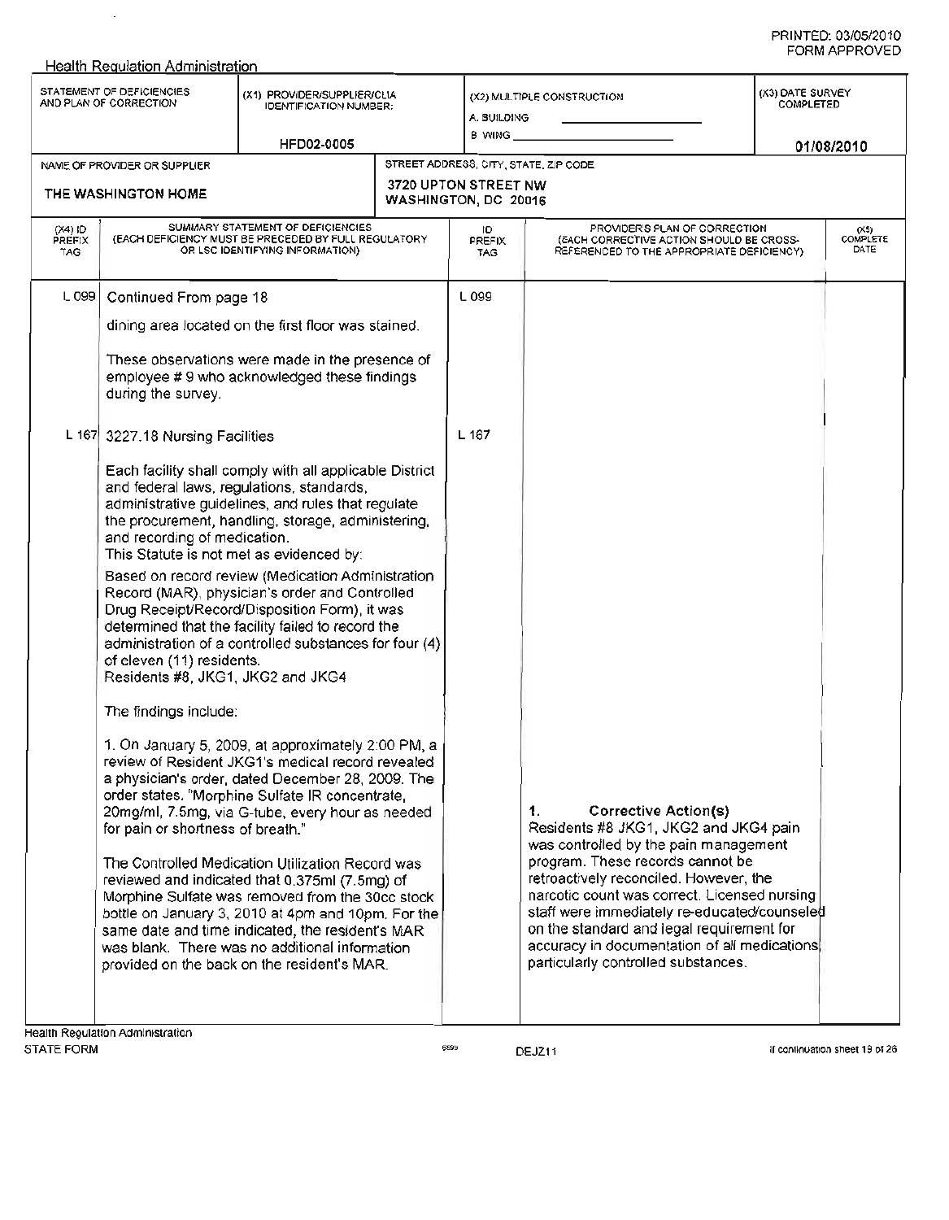Health Regulation Administration

| STATEMENT OF DEFICIENCIES AND PLAN OF CORRECTION | (X1) PROVIDER/SUPPLIER/CLIA IDENTIFICATION NUMBER: | (X2) MULTIPLE CONSTRUCTION | (X3) DATE SURVEY COMPLETED |
|---|---|---|---|
| | HFD02-0005 | A. BUILDING ______ B. WING ______ | 01/08/2010 |

| NAME OF PROVIDER OR SUPPLIER | STREET ADDRESS, CITY, STATE, ZIP CODE |
|---|---|
| THE WASHINGTON HOME | 3720 UPTON STREET NW WASHINGTON, DC 20016 |

| (X4) ID PREFIX TAG | SUMMARY STATEMENT OF DEFICIENCIES (EACH DEFICIENCY MUST BE PRECEDED BY FULL REGULATORY OR LSC IDENTIFYING INFORMATION) | ID PREFIX TAG | PROVIDER'S PLAN OF CORRECTION (EACH CORRECTIVE ACTION SHOULD BE CROSS-REFERENCED TO THE APPROPRIATE DEFICIENCY) | (X5) COMPLETE DATE |
|---|---|---|---|---|
| L 099 | Continued From page 18<br><br>dining area located on the first floor was stained.<br><br>These observations were made in the presence of employee # 9 who acknowledged these findings during the survey. | L 099 | | |
| L 167 | 3227.18 Nursing Facilities<br><br>Each facility shall comply with all applicable District and federal laws, regulations, standards, administrative guidelines, and rules that regulate the procurement, handling, storage, administering, and recording of medication.<br>This Statute is not met as evidenced by:<br>Based on record review (Medication Administration Record (MAR), physician's order and Controlled Drug Receipt/Record/Disposition Form), it was determined that the facility failed to record the administration of a controlled substances for four (4) of eleven (11) residents.<br>Residents #8, JKG1, JKG2 and JKG4<br><br>The findings include:<br><br>1. On January 5, 2009, at approximately 2:00 PM, a review of Resident JKG1's medical record revealed a physician's order, dated December 28, 2009. The order states, "Morphine Sulfate IR concentrate, 20mg/ml, 7.5mg, via G-tube, every hour as needed for pain or shortness of breath."<br><br>The Controlled Medication Utilization Record was reviewed and indicated that 0.375ml (7.5mg) of Morphine Sulfate was removed from the 30cc stock bottle on January 3, 2010 at 4pm and 10pm. For the same date and time indicated, the resident's MAR was blank. There was no additional information provided on the back on the resident's MAR. | L 167 | 1. **Corrective Action(s)**<br>Residents #8 JKG1, JKG2 and JKG4 pain was controlled by the pain management program. These records cannot be retroactively reconciled. However, the narcotic count was correct. Licensed nursing staff were immediately re-educated/counseled on the standard and legal requirement for accuracy in documentation of all medications, particularly controlled substances. | |

Health Regulation Administration
STATE FORM 6899 DEJZ11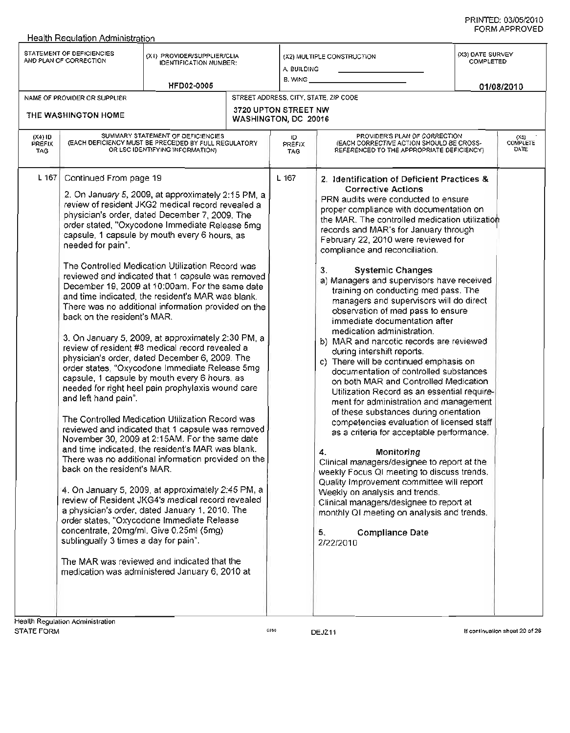Health Regulation Administration

| STATEMENT OF DEFICIENCIES AND PLAN OF CORRECTION | (X1) PROVIDER/SUPPLIER/CLIA IDENTIFICATION NUMBER: | (X2) MULTIPLE CONSTRUCTION | (X3) DATE SURVEY COMPLETED |
|---|---|---|---|
| | HFD02-0005 | A. BUILDING _____ B. WING _____ | 01/08/2010 |

| NAME OF PROVIDER OR SUPPLIER | STREET ADDRESS, CITY, STATE, ZIP CODE |
|---|---|
| THE WASHINGTON HOME | 3720 UPTON STREET NW WASHINGTON, DC 20016 |

| (X4) ID PREFIX TAG | SUMMARY STATEMENT OF DEFICIENCIES (EACH DEFICIENCY MUST BE PRECEDED BY FULL REGULATORY OR LSC IDENTIFYING INFORMATION) | ID PREFIX TAG | PROVIDER'S PLAN OF CORRECTION (EACH CORRECTIVE ACTION SHOULD BE CROSS-REFERENCED TO THE APPROPRIATE DEFICIENCY) | (X5) COMPLETE DATE |
|---|---|---|---|---|
| L 167 | Continued From page 19<br><br>2. On January 5, 2009, at approximately 2:15 PM, a review of resident JKG2 medical record revealed a physician's order, dated December 7, 2009. The order stated, "Oxycodone Immediate Release 5mg capsule, 1 capsule by mouth every 6 hours, as needed for pain".<br><br>The Controlled Medication Utilization Record was reviewed and indicated that 1 capsule was removed December 19, 2009 at 10:00am. For the same date and time indicated, the resident's MAR was blank. There was no additional information provided on the back on the resident's MAR.<br><br>3. On January 5, 2009, at approximately 2:30 PM, a review of resident #8 medical record revealed a physician's order, dated December 6, 2009. The order states, "Oxycodone Immediate Release 5mg capsule, 1 capsule by mouth every 6 hours, as needed for right heel pain prophylaxis wound care and left hand pain".<br><br>The Controlled Medication Utilization Record was reviewed and indicated that 1 capsule was removed November 30, 2009 at 2:15AM. For the same date and time indicated, the resident's MAR was blank. There was no additional information provided on the back on the resident's MAR.<br><br>4. On January 5, 2009, at approximately 2:45 PM, a review of Resident JKG4's medical record revealed a physician's order, dated January 1, 2010. The order states, "Oxycodone Immediate Release concentrate, 20mg/ml. Give 0.25ml (5mg) sublingually 3 times a day for pain".<br><br>The MAR was reviewed and indicated that the medication was administered January 6, 2010 at | L 167 | **2. Identification of Deficient Practices & Corrective Actions**<br>PRN audits were conducted to ensure proper compliance with documentation on the MAR. The controlled medication utilization records and MAR's for January through February 22, 2010 were reviewed for compliance and reconciliation.<br><br>**3. Systemic Changes**<br>a) Managers and supervisors have received training on conducting med pass. The managers and supervisors will do direct observation of med pass to ensure immediate documentation after medication administration.<br>b) MAR and narcotic records are reviewed during intershift reports.<br>c) There will be continued emphasis on documentation of controlled substances on both MAR and Controlled Medication Utilization Record as an essential requirement for administration and management of these substances during orientation competencies evaluation of licensed staff as a criteria for acceptable performance.<br><br>**4. Monitoring**<br>Clinical managers/designee to report at the weekly Focus QI meeting to discuss trends. Quality Improvement committee will report Weekly on analysis and trends.<br>Clinical managers/designee to report at monthly QI meeting on analysis and trends.<br><br>**5. Compliance Date**<br>2/22/2010 | |

Health Regulation Administration
STATE FORM 6899 DEJZ11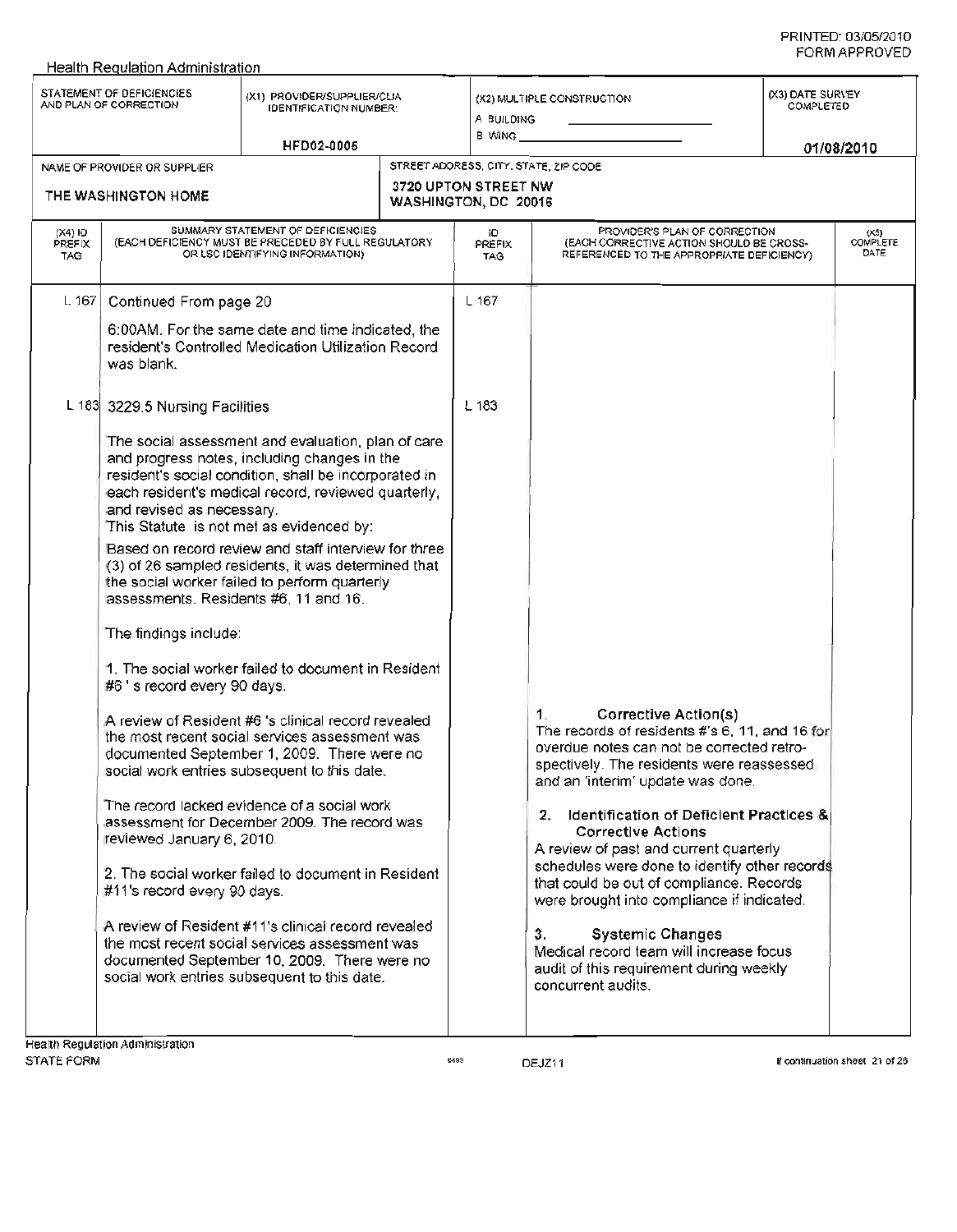PRINTED: 03/05/2010
FORM APPROVED

Health Regulation Administration

| STATEMENT OF DEFICIENCIES AND PLAN OF CORRECTION | (X1) PROVIDER/SUPPLIER/CLIA IDENTIFICATION NUMBER: | (X2) MULTIPLE CONSTRUCTION | (X3) DATE SURVEY COMPLETED |
|---|---|---|---|
| | HFD02-0005 | A. BUILDING ______ B. WING ______ | 01/08/2010 |

| NAME OF PROVIDER OR SUPPLIER | STREET ADDRESS, CITY, STATE, ZIP CODE |
|---|---|
| THE WASHINGTON HOME | 3720 UPTON STREET NW WASHINGTON, DC 20016 |

| (X4) ID PREFIX TAG | SUMMARY STATEMENT OF DEFICIENCIES (EACH DEFICIENCY MUST BE PRECEDED BY FULL REGULATORY OR LSC IDENTIFYING INFORMATION) | ID PREFIX TAG | PROVIDER'S PLAN OF CORRECTION (EACH CORRECTIVE ACTION SHOULD BE CROSS-REFERENCED TO THE APPROPRIATE DEFICIENCY) | (X5) COMPLETE DATE |
|---|---|---|---|---|
| L 167 | Continued From page 20<br><br>6:00AM. For the same date and time indicated, the resident's Controlled Medication Utilization Record was blank. | L 167 | | |
| L 183 | 3229.5 Nursing Facilities<br><br>The social assessment and evaluation, plan of care and progress notes, including changes in the resident's social condition, shall be incorporated in each resident's medical record, reviewed quarterly, and revised as necessary.<br>This Statute is not met as evidenced by:<br>Based on record review and staff interview for three (3) of 26 sampled residents, it was determined that the social worker failed to perform quarterly assessments. Residents #6, 11 and 16.<br><br>The findings include:<br><br>1. The social worker failed to document in Resident #6 ' s record every 90 days.<br><br>A review of Resident #6 's clinical record revealed the most recent social services assessment was documented September 1, 2009. There were no social work entries subsequent to this date.<br><br>The record lacked evidence of a social work assessment for December 2009. The record was reviewed January 6, 2010.<br><br>2. The social worker failed to document in Resident #11's record every 90 days.<br><br>A review of Resident #11's clinical record revealed the most recent social services assessment was documented September 10, 2009. There were no social work entries subsequent to this date. | L 183 | 1. **Corrective Action(s)**<br>The records of residents #'s 6, 11, and 16 for overdue notes can not be corrected retro-spectively. The residents were reassessed and an 'interim' update was done.<br><br>2. **Identification of Deficient Practices & Corrective Actions**<br>A review of past and current quarterly schedules were done to identify other records that could be out of compliance. Records were brought into compliance if indicated.<br><br>3. **Systemic Changes**<br>Medical record team will increase focus audit of this requirement during weekly concurrent audits. | |

Health Regulation Administration
STATE FORM 6899 DEJZ11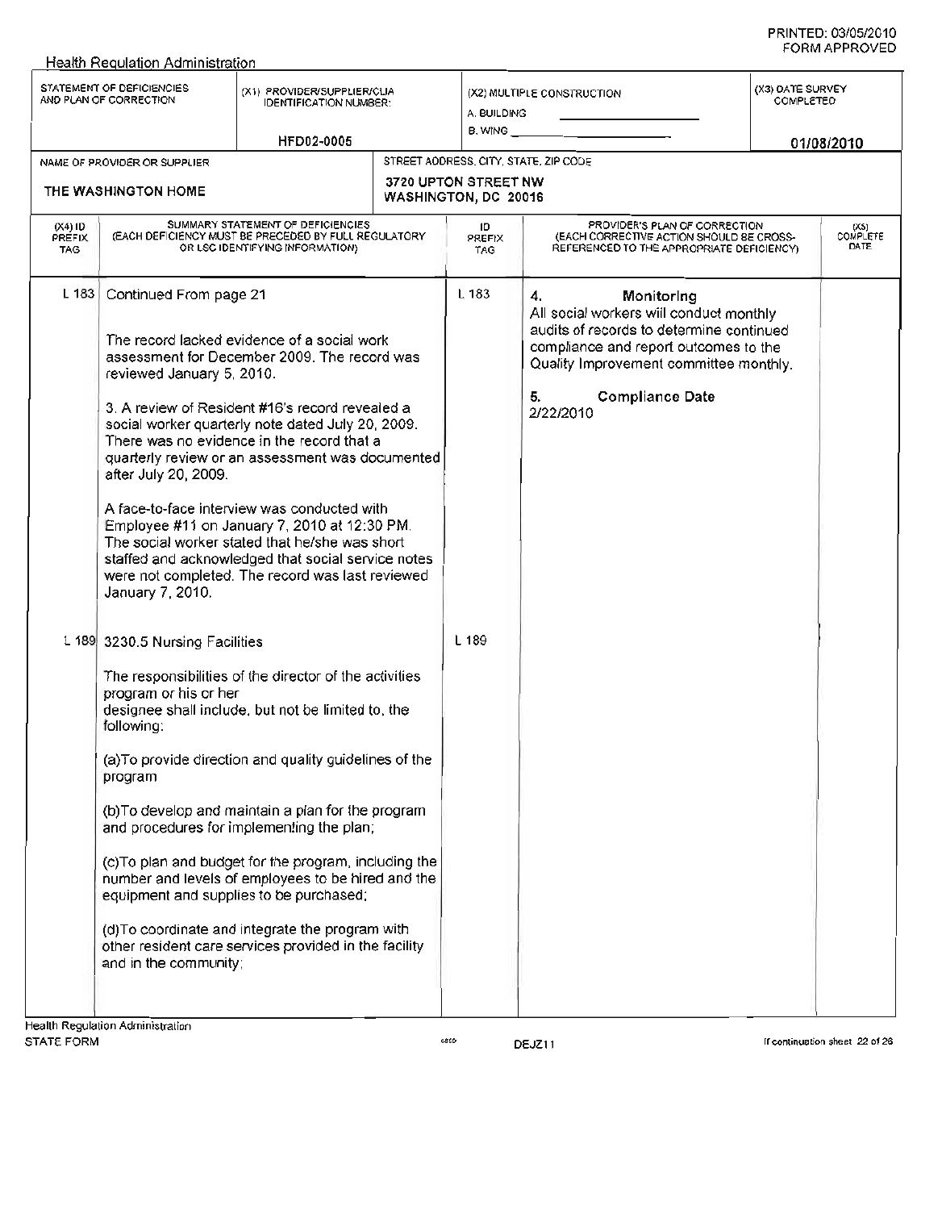Health Regulation Administration

| STATEMENT OF DEFICIENCIES AND PLAN OF CORRECTION | (X1) PROVIDER/SUPPLIER/CLIA IDENTIFICATION NUMBER: | (X2) MULTIPLE CONSTRUCTION | (X3) DATE SURVEY COMPLETED |
|---|---|---|---|
| | HFD02-0005 | A. BUILDING<br>B. WING | 01/08/2010 |

| NAME OF PROVIDER OR SUPPLIER | STREET ADDRESS, CITY, STATE, ZIP CODE |
|---|---|
| THE WASHINGTON HOME | 3720 UPTON STREET NW<br>WASHINGTON, DC 20016 |

| (X4) ID PREFIX TAG | SUMMARY STATEMENT OF DEFICIENCIES (EACH DEFICIENCY MUST BE PRECEDED BY FULL REGULATORY OR LSC IDENTIFYING INFORMATION) | ID PREFIX TAG | PROVIDER'S PLAN OF CORRECTION (EACH CORRECTIVE ACTION SHOULD BE CROSS-REFERENCED TO THE APPROPRIATE DEFICIENCY) | (X5) COMPLETE DATE |
|---|---|---|---|---|
| L 183 | Continued From page 21<br><br>The record lacked evidence of a social work assessment for December 2009. The record was reviewed January 5, 2010.<br><br>3. A review of Resident #16's record revealed a social worker quarterly note dated July 20, 2009. There was no evidence in the record that a quarterly review or an assessment was documented after July 20, 2009.<br><br>A face-to-face interview was conducted with Employee #11 on January 7, 2010 at 12:30 PM. The social worker stated that he/she was short staffed and acknowledged that social service notes were not completed. The record was last reviewed January 7, 2010. | L 183 | 4. **Monitoring**<br>All social workers will conduct monthly audits of records to determine continued compliance and report outcomes to the Quality Improvement committee monthly.<br><br>5. **Compliance Date**<br>2/22/2010 | |
| L 189 | 3230.5 Nursing Facilities<br><br>The responsibilities of the director of the activities program or his or her designee shall include, but not be limited to, the following:<br><br>(a)To provide direction and quality guidelines of the program<br><br>(b)To develop and maintain a plan for the program and procedures for implementing the plan;<br><br>(c)To plan and budget for the program, including the number and levels of employees to be hired and the equipment and supplies to be purchased;<br><br>(d)To coordinate and integrate the program with other resident care services provided in the facility and in the community; | L 189 | | |

Health Regulation Administration
STATE FORM DEJZ11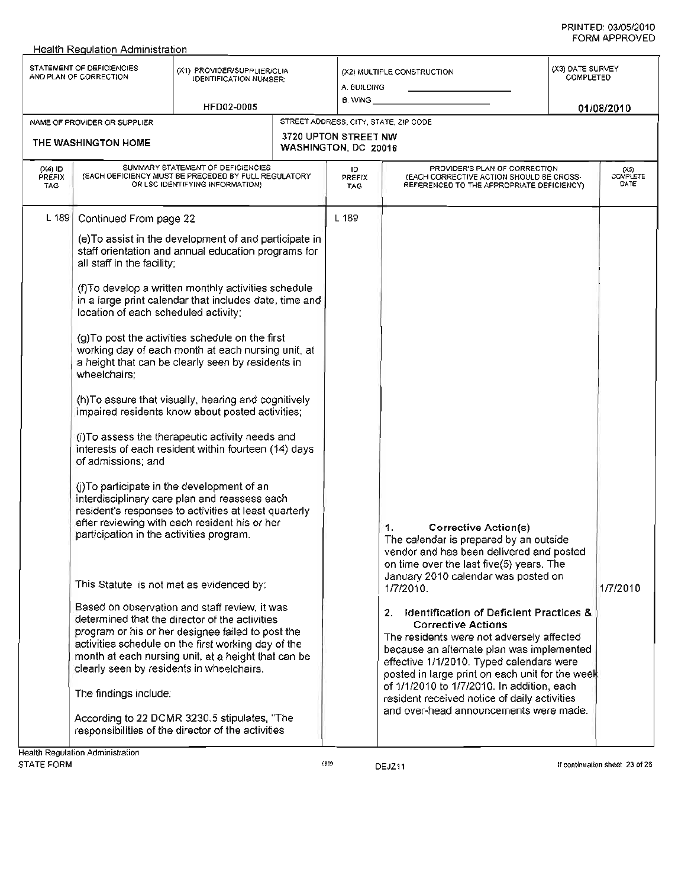Health Regulation Administration

| STATEMENT OF DEFICIENCIES AND PLAN OF CORRECTION | (X1) PROVIDER/SUPPLIER/CLIA IDENTIFICATION NUMBER: HFD02-0005 | (X2) MULTIPLE CONSTRUCTION A. BUILDING B. WING | (X3) DATE SURVEY COMPLETED 01/08/2010 |
|---|---|---|---|

| NAME OF PROVIDER OR SUPPLIER | STREET ADDRESS, CITY, STATE, ZIP CODE |
|---|---|
| THE WASHINGTON HOME | 3720 UPTON STREET NW WASHINGTON, DC 20016 |

| (X4) ID PREFIX TAG | SUMMARY STATEMENT OF DEFICIENCIES (EACH DEFICIENCY MUST BE PRECEDED BY FULL REGULATORY OR LSC IDENTIFYING INFORMATION) | ID PREFIX TAG | PROVIDER'S PLAN OF CORRECTION (EACH CORRECTIVE ACTION SHOULD BE CROSS-REFERENCED TO THE APPROPRIATE DEFICIENCY) | (X5) COMPLETE DATE |
|---|---|---|---|---|
| L 189 | Continued From page 22<br><br>(e)To assist in the development of and participate in staff orientation and annual education programs for all staff in the facility;<br><br>(f)To develop a written monthly activities schedule in a large print calendar that includes date, time and location of each scheduled activity;<br><br>(g)To post the activities schedule on the first working day of each month at each nursing unit, at a height that can be clearly seen by residents in wheelchairs;<br><br>(h)To assure that visually, hearing and cognitively impaired residents know about posted activities;<br><br>(i)To assess the therapeutic activity needs and interests of each resident within fourteen (14) days of admissions; and<br><br>(j)To participate in the development of an interdisciplinary care plan and reassess each resident's responses to activities at least quarterly after reviewing with each resident his or her participation in the activities program.<br><br>This Statute is not met as evidenced by:<br><br>Based on observation and staff review, it was determined that the director of the activities program or his or her designee failed to post the activities schedule on the first working day of the month at each nursing unit, at a height that can be clearly seen by residents in wheelchairs.<br><br>The findings include:<br><br>According to 22 DCMR 3230.5 stipulates, "The responsibilities of the director of the activities | L 189 | **1. Corrective Action(s)**<br>The calendar is prepared by an outside vendor and has been delivered and posted on time over the last five(5) years. The January 2010 calendar was posted on 1/7/2010.<br><br>**2. Identification of Deficient Practices & Corrective Actions**<br>The residents were not adversely affected because an alternate plan was implemented effective 1/1/2010. Typed calendars were posted in large print on each unit for the week of 1/1/2010 to 1/7/2010. In addition, each resident received notice of daily activities and over-head announcements were made. | 1/7/2010 |

Health Regulation Administration
STATE FORM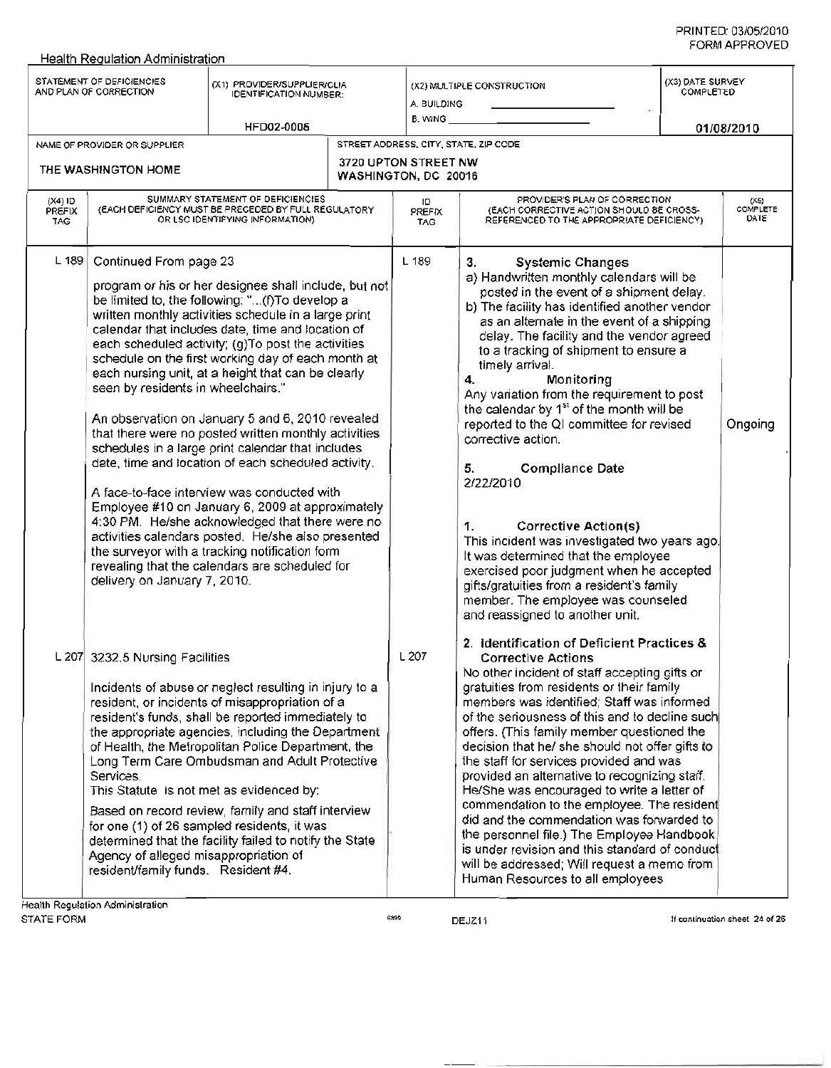Health Regulation Administration

| STATEMENT OF DEFICIENCIES AND PLAN OF CORRECTION | (X1) PROVIDER/SUPPLIER/CLIA IDENTIFICATION NUMBER: | (X2) MULTIPLE CONSTRUCTION | (X3) DATE SURVEY COMPLETED |
|---|---|---|---|
| | HFD02-0006 | A. BUILDING<br>B. WING | 01/08/2010 |

| NAME OF PROVIDER OR SUPPLIER | STREET ADDRESS, CITY, STATE, ZIP CODE |
|---|---|
| THE WASHINGTON HOME | 3720 UPTON STREET NW<br>WASHINGTON, DC 20016 |

| (X4) ID PREFIX TAG | SUMMARY STATEMENT OF DEFICIENCIES (EACH DEFICIENCY MUST BE PRECEDED BY FULL REGULATORY OR LSC IDENTIFYING INFORMATION) | ID PREFIX TAG | PROVIDER'S PLAN OF CORRECTION (EACH CORRECTIVE ACTION SHOULD BE CROSS-REFERENCED TO THE APPROPRIATE DEFICIENCY) | (X5) COMPLETE DATE |
|---|---|---|---|---|
| L 189 | Continued From page 23<br><br>program or his or her designee shall include, but not be limited to, the following: "...(f)To develop a written monthly activities schedule in a large print calendar that includes date, time and location of each scheduled activity; (g)To post the activities schedule on the first working day of each month at each nursing unit, at a height that can be clearly seen by residents in wheelchairs."<br><br>An observation on January 5 and 6, 2010 revealed that there were no posted written monthly activities schedules in a large print calendar that includes date, time and location of each scheduled activity.<br><br>A face-to-face interview was conducted with Employee #10 on January 6, 2009 at approximately 4:30 PM. He/she acknowledged that there were no activities calendars posted. He/she also presented the surveyor with a tracking notification form revealing that the calendars are scheduled for delivery on January 7, 2010. | L 189 | **3. Systemic Changes**<br>a) Handwritten monthly calendars will be posted in the event of a shipment delay.<br>b) The facility has identified another vendor as an alternate in the event of a shipping delay. The facility and the vendor agreed to a tracking of shipment to ensure a timely arrival.<br>**4. Monitoring**<br>Any variation from the requirement to post the calendar by 1st of the month will be reported to the QI committee for revised corrective action.<br><br>**5. Compliance Date**<br>2/22/2010 | Ongoing |
| L 207 | 3232.5 Nursing Facilities<br><br>Incidents of abuse or neglect resulting in injury to a resident, or incidents of misappropriation of a resident's funds, shall be reported immediately to the appropriate agencies, including the Department of Health, the Metropolitan Police Department, the Long Term Care Ombudsman and Adult Protective Services.<br>This Statute is not met as evidenced by:<br>Based on record review, family and staff interview for one (1) of 26 sampled residents, it was determined that the facility failed to notify the State Agency of alleged misappropriation of resident/family funds. Resident #4. | L 207 | **1. Corrective Action(s)**<br>This incident was investigated two years ago. It was determined that the employee exercised poor judgment when he accepted gifts/gratuities from a resident's family member. The employee was counseled and reassigned to another unit.<br><br>**2. Identification of Deficient Practices & Corrective Actions**<br>No other incident of staff accepting gifts or gratuities from residents or their family members was identified; Staff was informed of the seriousness of this and to decline such offers. (This family member questioned the decision that he/ she should not offer gifts to the staff for services provided and was provided an alternative to recognizing staff. He/She was encouraged to write a letter of commendation to the employee. The resident did and the commendation was forwarded to the personnel file.) The Employee Handbook is under revision and this standard of conduct will be addressed; Will request a memo from Human Resources to all employees | |

Health Regulation Administration
STATE FORM 6899 DEJZ11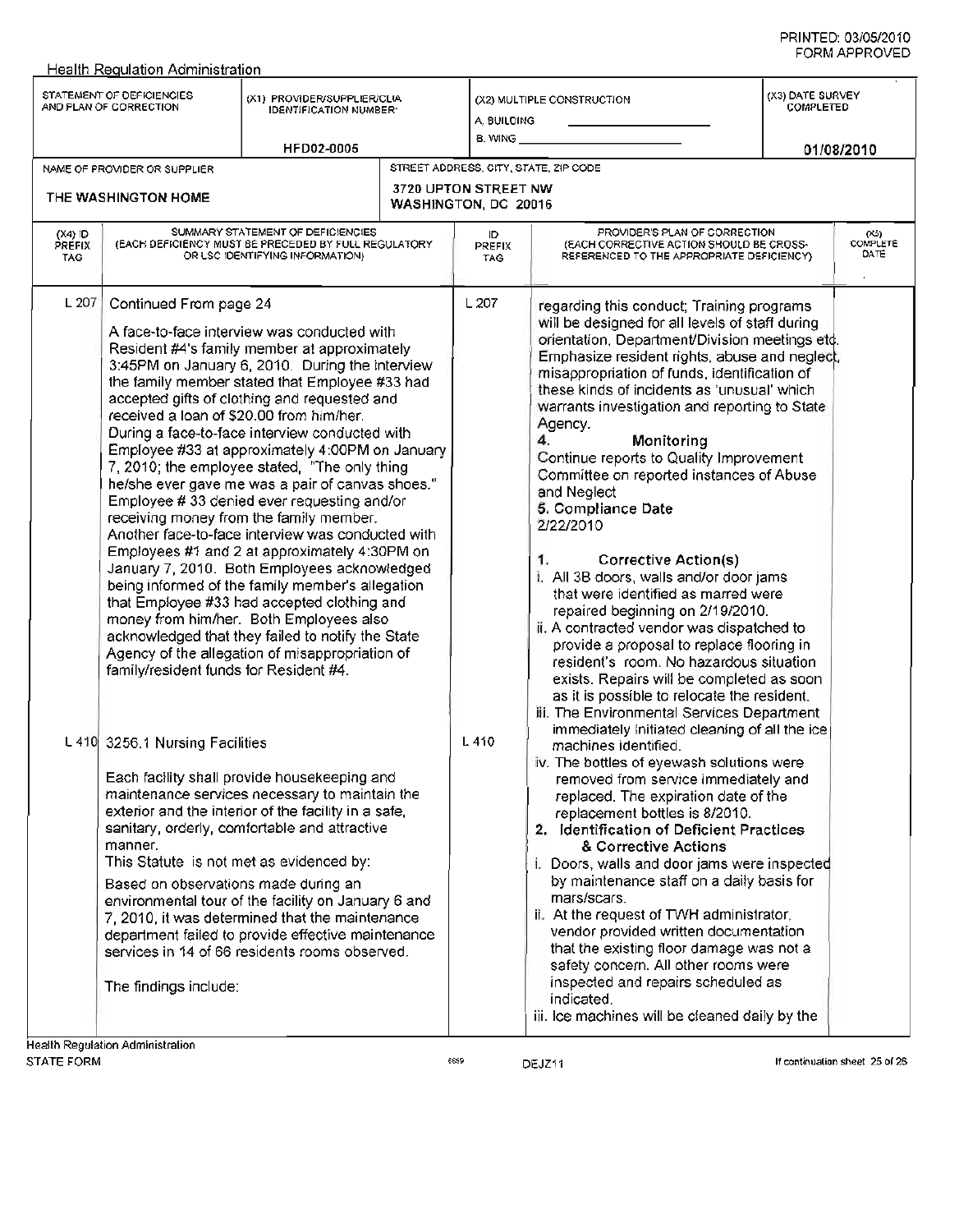Health Regulation Administration

| STATEMENT OF DEFICIENCIES AND PLAN OF CORRECTION | (X1) PROVIDER/SUPPLIER/CLIA IDENTIFICATION NUMBER: | (X2) MULTIPLE CONSTRUCTION | (X3) DATE SURVEY COMPLETED |
|---|---|---|---|
| | HFD02-0005 | A. BUILDING ___ B. WING ___ | 01/08/2010 |

| NAME OF PROVIDER OR SUPPLIER | STREET ADDRESS, CITY, STATE, ZIP CODE |
|---|---|
| THE WASHINGTON HOME | 3720 UPTON STREET NW WASHINGTON, DC 20016 |

| (X4) ID PREFIX TAG | SUMMARY STATEMENT OF DEFICIENCIES (EACH DEFICIENCY MUST BE PRECEDED BY FULL REGULATORY OR LSC IDENTIFYING INFORMATION) | ID PREFIX TAG | PROVIDER'S PLAN OF CORRECTION (EACH CORRECTIVE ACTION SHOULD BE CROSS-REFERENCED TO THE APPROPRIATE DEFICIENCY) | (X5) COMPLETE DATE |
|---|---|---|---|---|
| L 207 | Continued From page 24<br><br>A face-to-face interview was conducted with Resident #4's family member at approximately 3:45PM on January 6, 2010. During the interview the family member stated that Employee #33 had accepted gifts of clothing and requested and received a loan of $20.00 from him/her.<br>During a face-to-face interview conducted with Employee #33 at approximately 4:00PM on January 7, 2010; the employee stated, "The only thing he/she ever gave me was a pair of canvas shoes." Employee # 33 denied ever requesting and/or receiving money from the family member.<br>Another face-to-face interview was conducted with Employees #1 and 2 at approximately 4:30PM on January 7, 2010. Both Employees acknowledged being informed of the family member's allegation that Employee #33 had accepted clothing and money from him/her. Both Employees also acknowledged that they failed to notify the State Agency of the allegation of misappropriation of family/resident funds for Resident #4. | L 207 | regarding this conduct; Training programs will be designed for all levels of staff during orientation, Department/Division meetings etc. Emphasize resident rights, abuse and neglect, misappropriation of funds, identification of these kinds of incidents as 'unusual' which warrants investigation and reporting to State Agency.<br>**4. Monitoring**<br>Continue reports to Quality Improvement Committee on reported instances of Abuse and Neglect<br>**5. Compliance Date**<br>2/22/2010 | |
| L 410 | 3256.1 Nursing Facilities<br><br>Each facility shall provide housekeeping and maintenance services necessary to maintain the exterior and the interior of the facility in a safe, sanitary, orderly, comfortable and attractive manner.<br>This Statute is not met as evidenced by:<br>Based on observations made during an environmental tour of the facility on January 6 and 7, 2010, it was determined that the maintenance department failed to provide effective maintenance services in 14 of 66 residents rooms observed.<br><br>The findings include: | L 410 | **1. Corrective Action(s)**<br>i. All 3B doors, walls and/or door jams that were identified as marred were repaired beginning on 2/19/2010.<br>ii. A contracted vendor was dispatched to provide a proposal to replace flooring in resident's room. No hazardous situation exists. Repairs will be completed as soon as it is possible to relocate the resident.<br>iii. The Environmental Services Department immediately initiated cleaning of all the ice machines identified.<br>iv. The bottles of eyewash solutions were removed from service immediately and replaced. The expiration date of the replacement bottles is 8/2010.<br>**2. Identification of Deficient Practices & Corrective Actions**<br>i. Doors, walls and door jams were inspected by maintenance staff on a daily basis for mars/scars.<br>ii. At the request of TWH administrator, vendor provided written documentation that the existing floor damage was not a safety concern. All other rooms were inspected and repairs scheduled as indicated.<br>iii. Ice machines will be cleaned daily by the | |

Health Regulation Administration
STATE FORM 6899 DEJZ11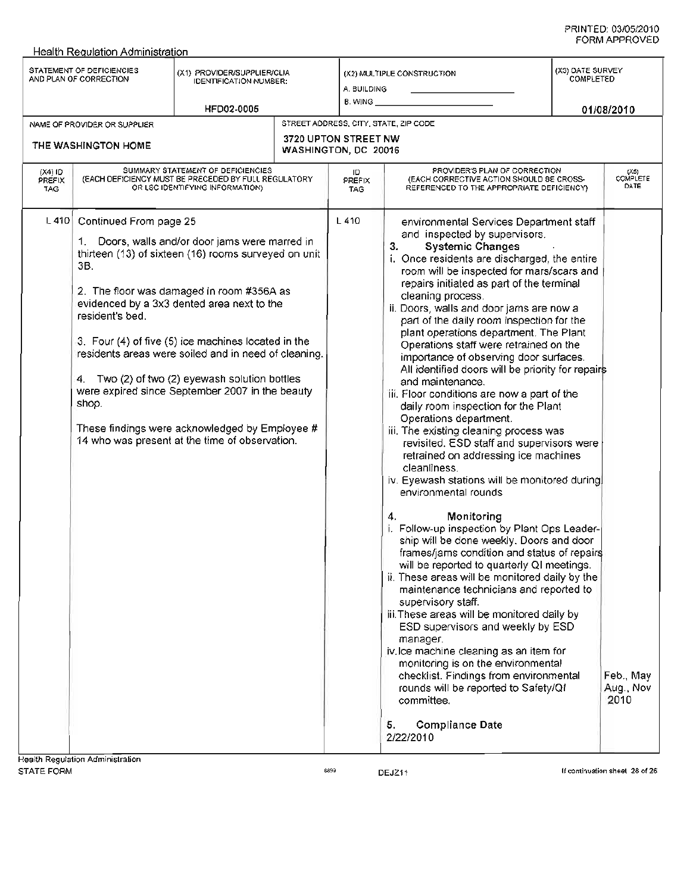Health Regulation Administration

| STATEMENT OF DEFICIENCIES AND PLAN OF CORRECTION | (X1) PROVIDER/SUPPLIER/CLIA IDENTIFICATION NUMBER: HFD02-0005 | (X2) MULTIPLE CONSTRUCTION A. BUILDING ____ B. WING ____ | (X3) DATE SURVEY COMPLETED 01/08/2010 |
|---|---|---|---|

| NAME OF PROVIDER OR SUPPLIER | STREET ADDRESS, CITY, STATE, ZIP CODE |
|---|---|
| THE WASHINGTON HOME | 3720 UPTON STREET NW WASHINGTON, DC 20016 |

| (X4) ID PREFIX TAG | SUMMARY STATEMENT OF DEFICIENCIES (EACH DEFICIENCY MUST BE PRECEDED BY FULL REGULATORY OR LSC IDENTIFYING INFORMATION) | ID PREFIX TAG | PROVIDER'S PLAN OF CORRECTION (EACH CORRECTIVE ACTION SHOULD BE CROSS-REFERENCED TO THE APPROPRIATE DEFICIENCY) | (X5) COMPLETE DATE |
|---|---|---|---|---|
| L 410 | Continued From page 25<br><br>1. Doors, walls and/or door jams were marred in thirteen (13) of sixteen (16) rooms surveyed on unit 3B.<br><br>2. The floor was damaged in room #356A as evidenced by a 3x3 dented area next to the resident's bed.<br><br>3. Four (4) of five (5) ice machines located in the residents areas were soiled and in need of cleaning.<br><br>4. Two (2) of two (2) eyewash solution bottles were expired since September 2007 in the beauty shop.<br><br>These findings were acknowledged by Employee # 14 who was present at the time of observation. | L 410 | environmental Services Department staff and inspected by supervisors.<br><br>**3. Systemic Changes**<br>i. Once residents are discharged, the entire room will be inspected for mars/scars and repairs initiated as part of the terminal cleaning process.<br>ii. Doors, walls and door jams are now a part of the daily room inspection for the plant operations department. The Plant Operations staff were retrained on the importance of observing door surfaces. All identified doors will be priority for repairs and maintenance.<br>iii. Floor conditions are now a part of the daily room inspection for the Plant Operations department.<br>iii. The existing cleaning process was revisited. ESD staff and supervisors were retrained on addressing ice machines cleanliness.<br>iv. Eyewash stations will be monitored during environmental rounds<br><br>**4. Monitoring**<br>i. Follow-up inspection by Plant Ops Leadership will be done weekly. Doors and door frames/jams condition and status of repairs will be reported to quarterly QI meetings.<br>ii. These areas will be monitored daily by the maintenance technicians and reported to supervisory staff.<br>iii. These areas will be monitored daily by ESD supervisors and weekly by ESD manager.<br>iv. Ice machine cleaning as an item for monitoring is on the environmental checklist. Findings from environmental rounds will be reported to Safety/QI committee.<br><br>**5. Compliance Date**<br>2/22/2010 | Feb., May Aug., Nov 2010 |

Health Regulation Administration
STATE FORM 6899 DEJZ11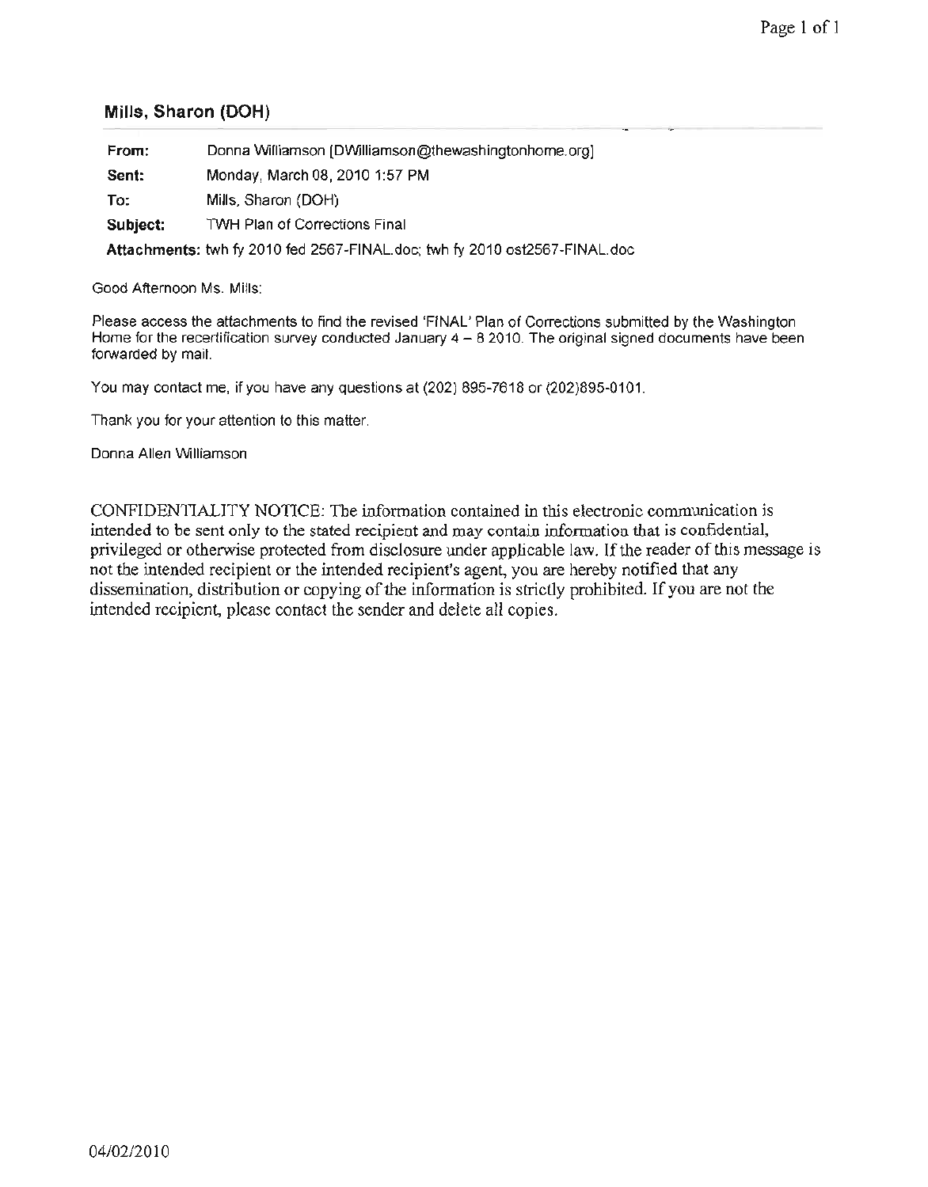## Mills, Sharon (DOH)

| | |
|---|---|
| **From:** | Donna Williamson [DWilliamson@thewashingtonhome.org] |
| **Sent:** | Monday, March 08, 2010 1:57 PM |
| **To:** | Mills, Sharon (DOH) |
| **Subject:** | TWH Plan of Corrections Final |
| **Attachments:** | twh fy 2010 fed 2567-FINAL.doc; twh fy 2010 ost2567-FINAL.doc |

Good Afternoon Ms. Mills:

Please access the attachments to find the revised 'FINAL' Plan of Corrections submitted by the Washington Home for the recertification survey conducted January 4 – 8 2010. The original signed documents have been forwarded by mail.

You may contact me, if you have any questions at (202) 895-7618 or (202)895-0101.

Thank you for your attention to this matter.

Donna Allen Williamson

CONFIDENTIALITY NOTICE: The information contained in this electronic communication is intended to be sent only to the stated recipient and may contain information that is confidential, privileged or otherwise protected from disclosure under applicable law. If the reader of this message is not the intended recipient or the intended recipient's agent, you are hereby notified that any dissemination, distribution or copying of the information is strictly prohibited. If you are not the intended recipient, please contact the sender and delete all copies.

04/02/2010